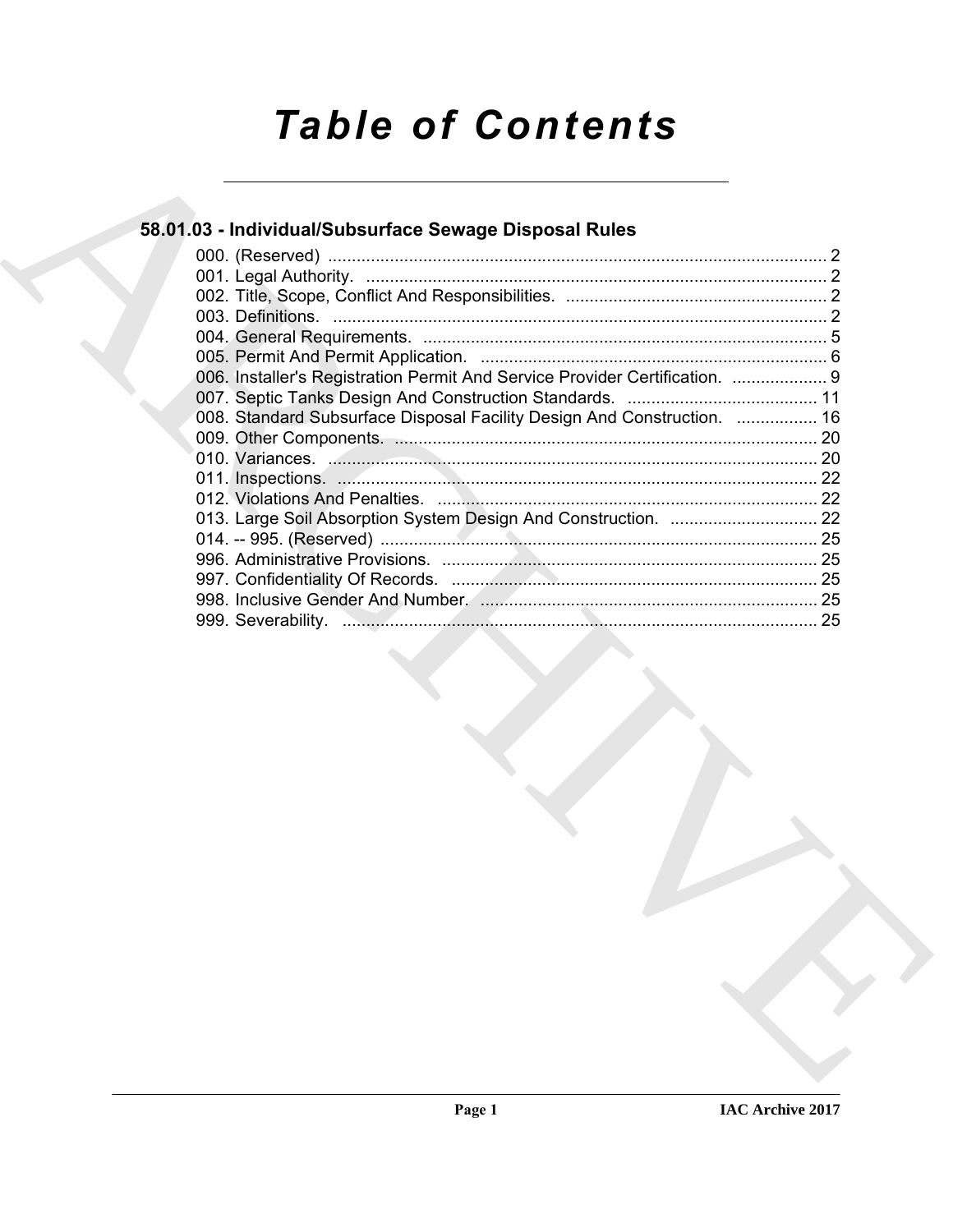# Table of Contents

## 58.01.03 - Individual/Subsurface Sewage Disposal Rules

000. (Reserved) ........................................................................................................ 2
001. Legal Authority. ................................................................................................ 2
002. Title, Scope, Conflict And Responsibilities. ....................................................... 2
003. Definitions. ....................................................................................................... 2
004. General Requirements. ..................................................................................... 5
005. Permit And Permit Application. ......................................................................... 6
006. Installer's Registration Permit And Service Provider Certification. .................... 9
007. Septic Tanks Design And Construction Standards. ........................................ 11
008. Standard Subsurface Disposal Facility Design And Construction. ................. 16
009. Other Components. ........................................................................................ 20
010. Variances. ...................................................................................................... 20
011. Inspections. .................................................................................................... 22
012. Violations And Penalties. ................................................................................ 22
013. Large Soil Absorption System Design And Construction. ............................... 22
014. -- 995. (Reserved) ........................................................................................... 25
996. Administrative Provisions. ............................................................................... 25
997. Confidentiality Of Records. ............................................................................. 25
998. Inclusive Gender And Number. ....................................................................... 25
999. Severability. .................................................................................................... 25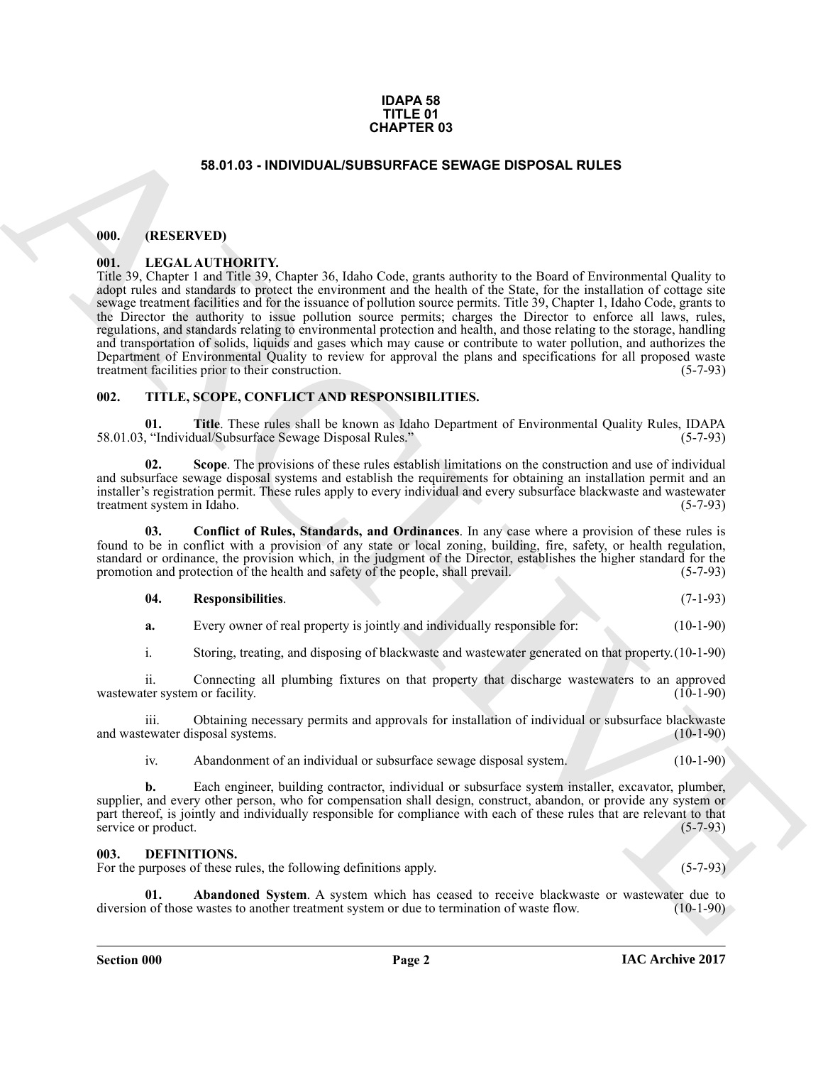**IDAPA 58**
**TITLE 01**
**CHAPTER 03**

# 58.01.03 - INDIVIDUAL/SUBSURFACE SEWAGE DISPOSAL RULES

## 000. (RESERVED)

## 001. LEGAL AUTHORITY.

Title 39, Chapter 1 and Title 39, Chapter 36, Idaho Code, grants authority to the Board of Environmental Quality to adopt rules and standards to protect the environment and the health of the State, for the installation of cottage site sewage treatment facilities and for the issuance of pollution source permits. Title 39, Chapter 1, Idaho Code, grants to the Director the authority to issue pollution source permits; charges the Director to enforce all laws, rules, regulations, and standards relating to environmental protection and health, and those relating to the storage, handling and transportation of solids, liquids and gases which may cause or contribute to water pollution, and authorizes the Department of Environmental Quality to review for approval the plans and specifications for all proposed waste treatment facilities prior to their construction. (5-7-93)

## 002. TITLE, SCOPE, CONFLICT AND RESPONSIBILITIES.

**01. Title**. These rules shall be known as Idaho Department of Environmental Quality Rules, IDAPA 58.01.03, "Individual/Subsurface Sewage Disposal Rules." (5-7-93)

**02. Scope**. The provisions of these rules establish limitations on the construction and use of individual and subsurface sewage disposal systems and establish the requirements for obtaining an installation permit and an installer's registration permit. These rules apply to every individual and every subsurface blackwaste and wastewater treatment system in Idaho. (5-7-93)

**03. Conflict of Rules, Standards, and Ordinances**. In any case where a provision of these rules is found to be in conflict with a provision of any state or local zoning, building, fire, safety, or health regulation, standard or ordinance, the provision which, in the judgment of the Director, establishes the higher standard for the promotion and protection of the health and safety of the people, shall prevail. (5-7-93)

**04. Responsibilities**. (7-1-93)

**a.** Every owner of real property is jointly and individually responsible for: (10-1-90)

i. Storing, treating, and disposing of blackwaste and wastewater generated on that property. (10-1-90)

ii. Connecting all plumbing fixtures on that property that discharge wastewaters to an approved wastewater system or facility. (10-1-90)

iii. Obtaining necessary permits and approvals for installation of individual or subsurface blackwaste and wastewater disposal systems. (10-1-90)

iv. Abandonment of an individual or subsurface sewage disposal system. (10-1-90)

**b.** Each engineer, building contractor, individual or subsurface system installer, excavator, plumber, supplier, and every other person, who for compensation shall design, construct, abandon, or provide any system or part thereof, is jointly and individually responsible for compliance with each of these rules that are relevant to that service or product. (5-7-93)

## 003. DEFINITIONS.

For the purposes of these rules, the following definitions apply. (5-7-93)

**01. Abandoned System**. A system which has ceased to receive blackwaste or wastewater due to diversion of those wastes to another treatment system or due to termination of waste flow. (10-1-90)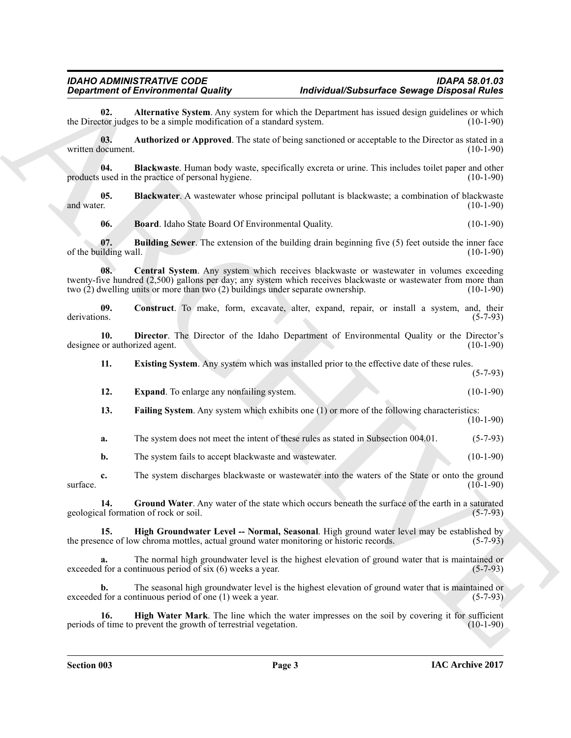**02. Alternative System**. Any system for which the Department has issued design guidelines or which the Director judges to be a simple modification of a standard system. (10-1-90)

**03. Authorized or Approved**. The state of being sanctioned or acceptable to the Director as stated in a written document. (10-1-90)

**04. Blackwaste**. Human body waste, specifically excreta or urine. This includes toilet paper and other products used in the practice of personal hygiene. (10-1-90)

**05. Blackwater**. A wastewater whose principal pollutant is blackwaste; a combination of blackwaste and water. (10-1-90)

**06. Board**. Idaho State Board Of Environmental Quality. (10-1-90)

**07. Building Sewer**. The extension of the building drain beginning five (5) feet outside the inner face of the building wall. (10-1-90)

**08. Central System**. Any system which receives blackwaste or wastewater in volumes exceeding twenty-five hundred (2,500) gallons per day; any system which receives blackwaste or wastewater from more than two (2) dwelling units or more than two (2) buildings under separate ownership. (10-1-90)

**09. Construct**. To make, form, excavate, alter, expand, repair, or install a system, and, their derivations. (5-7-93)

**10. Director**. The Director of the Idaho Department of Environmental Quality or the Director's designee or authorized agent. (10-1-90)

**11. Existing System**. Any system which was installed prior to the effective date of these rules. (5-7-93)

**12. Expand**. To enlarge any nonfailing system. (10-1-90)

**13. Failing System**. Any system which exhibits one (1) or more of the following characteristics: (10-1-90)

**a.** The system does not meet the intent of these rules as stated in Subsection 004.01. (5-7-93)

**b.** The system fails to accept blackwaste and wastewater. (10-1-90)

**c.** The system discharges blackwaste or wastewater into the waters of the State or onto the ground surface. (10-1-90)

**14. Ground Water**. Any water of the state which occurs beneath the surface of the earth in a saturated geological formation of rock or soil. (5-7-93)

**15. High Groundwater Level -- Normal, Seasonal**. High ground water level may be established by the presence of low chroma mottles, actual ground water monitoring or historic records. (5-7-93)

**a.** The normal high groundwater level is the highest elevation of ground water that is maintained or exceeded for a continuous period of six (6) weeks a year. (5-7-93)

**b.** The seasonal high groundwater level is the highest elevation of ground water that is maintained or exceeded for a continuous period of one (1) week a year. (5-7-93)

**16. High Water Mark**. The line which the water impresses on the soil by covering it for sufficient periods of time to prevent the growth of terrestrial vegetation. (10-1-90)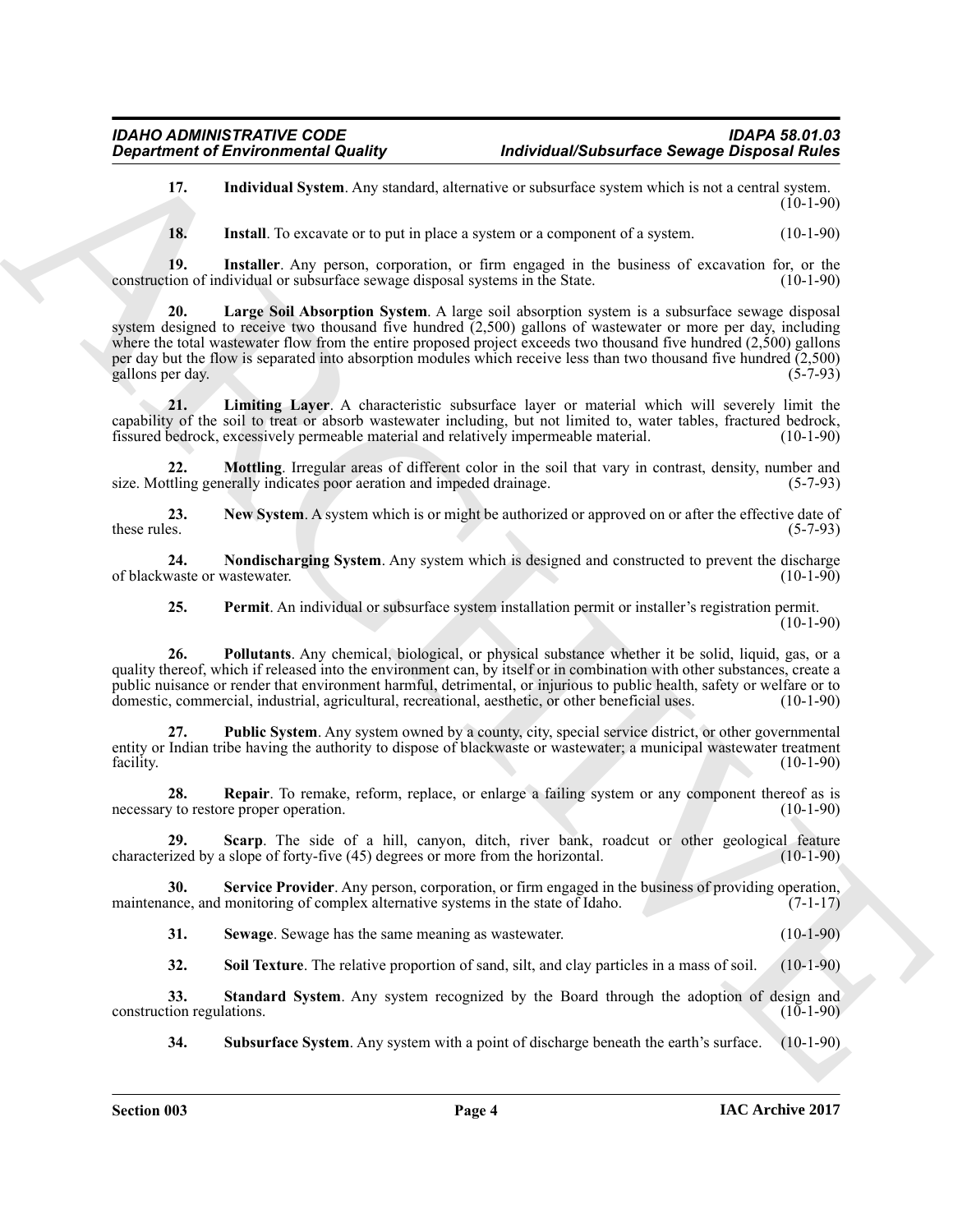**17. Individual System**. Any standard, alternative or subsurface system which is not a central system. (10-1-90)

**18. Install**. To excavate or to put in place a system or a component of a system. (10-1-90)

**19. Installer**. Any person, corporation, or firm engaged in the business of excavation for, or the construction of individual or subsurface sewage disposal systems in the State. (10-1-90)

**20. Large Soil Absorption System**. A large soil absorption system is a subsurface sewage disposal system designed to receive two thousand five hundred (2,500) gallons of wastewater or more per day, including where the total wastewater flow from the entire proposed project exceeds two thousand five hundred (2,500) gallons per day but the flow is separated into absorption modules which receive less than two thousand five hundred (2,500) gallons per day. (5-7-93)

**21. Limiting Layer**. A characteristic subsurface layer or material which will severely limit the capability of the soil to treat or absorb wastewater including, but not limited to, water tables, fractured bedrock, fissured bedrock, excessively permeable material and relatively impermeable material. (10-1-90)

**22. Mottling**. Irregular areas of different color in the soil that vary in contrast, density, number and size. Mottling generally indicates poor aeration and impeded drainage. (5-7-93)

**23. New System**. A system which is or might be authorized or approved on or after the effective date of these rules. (5-7-93)

**24. Nondischarging System**. Any system which is designed and constructed to prevent the discharge of blackwaste or wastewater. (10-1-90)

**25. Permit**. An individual or subsurface system installation permit or installer's registration permit. (10-1-90)

**26. Pollutants**. Any chemical, biological, or physical substance whether it be solid, liquid, gas, or a quality thereof, which if released into the environment can, by itself or in combination with other substances, create a public nuisance or render that environment harmful, detrimental, or injurious to public health, safety or welfare or to domestic, commercial, industrial, agricultural, recreational, aesthetic, or other beneficial uses. (10-1-90)

**27. Public System**. Any system owned by a county, city, special service district, or other governmental entity or Indian tribe having the authority to dispose of blackwaste or wastewater; a municipal wastewater treatment facility. (10-1-90)

**28. Repair**. To remake, reform, replace, or enlarge a failing system or any component thereof as is necessary to restore proper operation. (10-1-90)

**29. Scarp**. The side of a hill, canyon, ditch, river bank, roadcut or other geological feature characterized by a slope of forty-five (45) degrees or more from the horizontal. (10-1-90)

**30. Service Provider**. Any person, corporation, or firm engaged in the business of providing operation, maintenance, and monitoring of complex alternative systems in the state of Idaho. (7-1-17)

**31. Sewage**. Sewage has the same meaning as wastewater. (10-1-90)

**32. Soil Texture**. The relative proportion of sand, silt, and clay particles in a mass of soil. (10-1-90)

**33. Standard System**. Any system recognized by the Board through the adoption of design and construction regulations. (10-1-90)

**34. Subsurface System**. Any system with a point of discharge beneath the earth's surface. (10-1-90)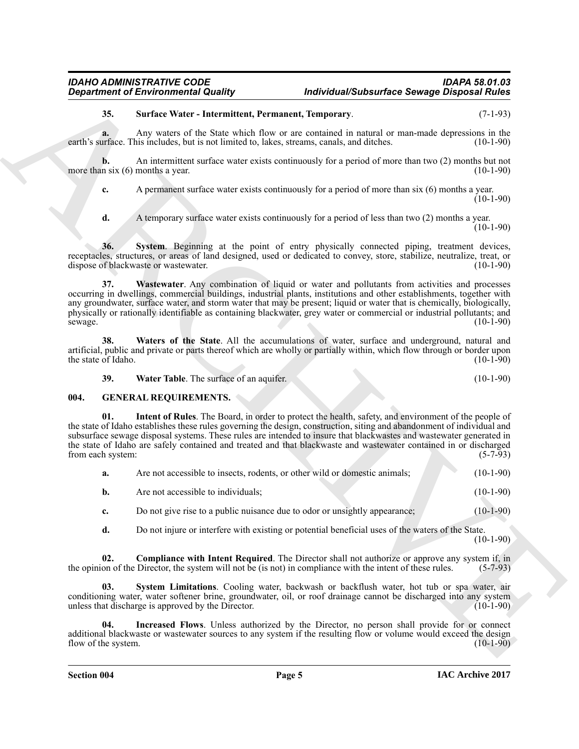**35. Surface Water - Intermittent, Permanent, Temporary**. (7-1-93)

**a.** Any waters of the State which flow or are contained in natural or man-made depressions in the earth's surface. This includes, but is not limited to, lakes, streams, canals, and ditches. (10-1-90)

**b.** An intermittent surface water exists continuously for a period of more than two (2) months but not more than six (6) months a year. (10-1-90)

**c.** A permanent surface water exists continuously for a period of more than six (6) months a year. (10-1-90)

**d.** A temporary surface water exists continuously for a period of less than two (2) months a year. (10-1-90)

**36. System**. Beginning at the point of entry physically connected piping, treatment devices, receptacles, structures, or areas of land designed, used or dedicated to convey, store, stabilize, neutralize, treat, or dispose of blackwaste or wastewater. (10-1-90)

**37. Wastewater**. Any combination of liquid or water and pollutants from activities and processes occurring in dwellings, commercial buildings, industrial plants, institutions and other establishments, together with any groundwater, surface water, and storm water that may be present; liquid or water that is chemically, biologically, physically or rationally identifiable as containing blackwater, grey water or commercial or industrial pollutants; and sewage. (10-1-90)

**38. Waters of the State**. All the accumulations of water, surface and underground, natural and artificial, public and private or parts thereof which are wholly or partially within, which flow through or border upon the state of Idaho. (10-1-90)

**39. Water Table**. The surface of an aquifer. (10-1-90)

## 004. GENERAL REQUIREMENTS.

**01. Intent of Rules**. The Board, in order to protect the health, safety, and environment of the people of the state of Idaho establishes these rules governing the design, construction, siting and abandonment of individual and subsurface sewage disposal systems. These rules are intended to insure that blackwastes and wastewater generated in the state of Idaho are safely contained and treated and that blackwaste and wastewater contained in or discharged from each system: (5-7-93)

**a.** Are not accessible to insects, rodents, or other wild or domestic animals; (10-1-90)

**b.** Are not accessible to individuals; (10-1-90)

**c.** Do not give rise to a public nuisance due to odor or unsightly appearance; (10-1-90)

**d.** Do not injure or interfere with existing or potential beneficial uses of the waters of the State. (10-1-90)

**02. Compliance with Intent Required**. The Director shall not authorize or approve any system if, in the opinion of the Director, the system will not be (is not) in compliance with the intent of these rules. (5-7-93)

**03. System Limitations**. Cooling water, backwash or backflush water, hot tub or spa water, air conditioning water, water softener brine, groundwater, oil, or roof drainage cannot be discharged into any system unless that discharge is approved by the Director. (10-1-90)

**04. Increased Flows**. Unless authorized by the Director, no person shall provide for or connect additional blackwaste or wastewater sources to any system if the resulting flow or volume would exceed the design flow of the system. (10-1-90)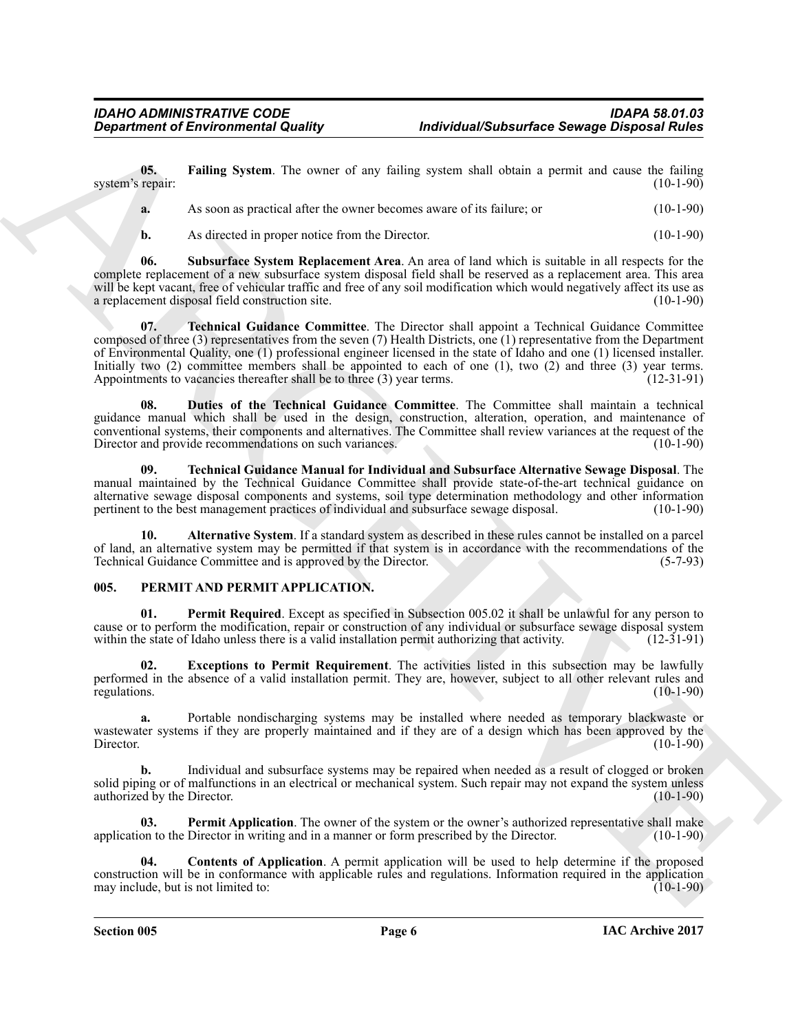**05. Failing System**. The owner of any failing system shall obtain a permit and cause the failing system's repair: (10-1-90)

**a.** As soon as practical after the owner becomes aware of its failure; or (10-1-90)

**b.** As directed in proper notice from the Director. (10-1-90)

**06. Subsurface System Replacement Area**. An area of land which is suitable in all respects for the complete replacement of a new subsurface system disposal field shall be reserved as a replacement area. This area will be kept vacant, free of vehicular traffic and free of any soil modification which would negatively affect its use as a replacement disposal field construction site. (10-1-90)

**07. Technical Guidance Committee**. The Director shall appoint a Technical Guidance Committee composed of three (3) representatives from the seven (7) Health Districts, one (1) representative from the Department of Environmental Quality, one (1) professional engineer licensed in the state of Idaho and one (1) licensed installer. Initially two (2) committee members shall be appointed to each of one (1), two (2) and three (3) year terms. Appointments to vacancies thereafter shall be to three (3) year terms. (12-31-91)

**08. Duties of the Technical Guidance Committee**. The Committee shall maintain a technical guidance manual which shall be used in the design, construction, alteration, operation, and maintenance of conventional systems, their components and alternatives. The Committee shall review variances at the request of the Director and provide recommendations on such variances. (10-1-90)

**09. Technical Guidance Manual for Individual and Subsurface Alternative Sewage Disposal**. The manual maintained by the Technical Guidance Committee shall provide state-of-the-art technical guidance on alternative sewage disposal components and systems, soil type determination methodology and other information pertinent to the best management practices of individual and subsurface sewage disposal. (10-1-90)

**10. Alternative System**. If a standard system as described in these rules cannot be installed on a parcel of land, an alternative system may be permitted if that system is in accordance with the recommendations of the Technical Guidance Committee and is approved by the Director. (5-7-93)

## 005. PERMIT AND PERMIT APPLICATION.

**01. Permit Required**. Except as specified in Subsection 005.02 it shall be unlawful for any person to cause or to perform the modification, repair or construction of any individual or subsurface sewage disposal system within the state of Idaho unless there is a valid installation permit authorizing that activity. (12-31-91)

**02. Exceptions to Permit Requirement**. The activities listed in this subsection may be lawfully performed in the absence of a valid installation permit. They are, however, subject to all other relevant rules and regulations. (10-1-90)

**a.** Portable nondischarging systems may be installed where needed as temporary blackwaste or wastewater systems if they are properly maintained and if they are of a design which has been approved by the Director. (10-1-90)

**b.** Individual and subsurface systems may be repaired when needed as a result of clogged or broken solid piping or of malfunctions in an electrical or mechanical system. Such repair may not expand the system unless authorized by the Director. (10-1-90)

**03. Permit Application**. The owner of the system or the owner's authorized representative shall make application to the Director in writing and in a manner or form prescribed by the Director. (10-1-90)

**04. Contents of Application**. A permit application will be used to help determine if the proposed construction will be in conformance with applicable rules and regulations. Information required in the application may include, but is not limited to: (10-1-90)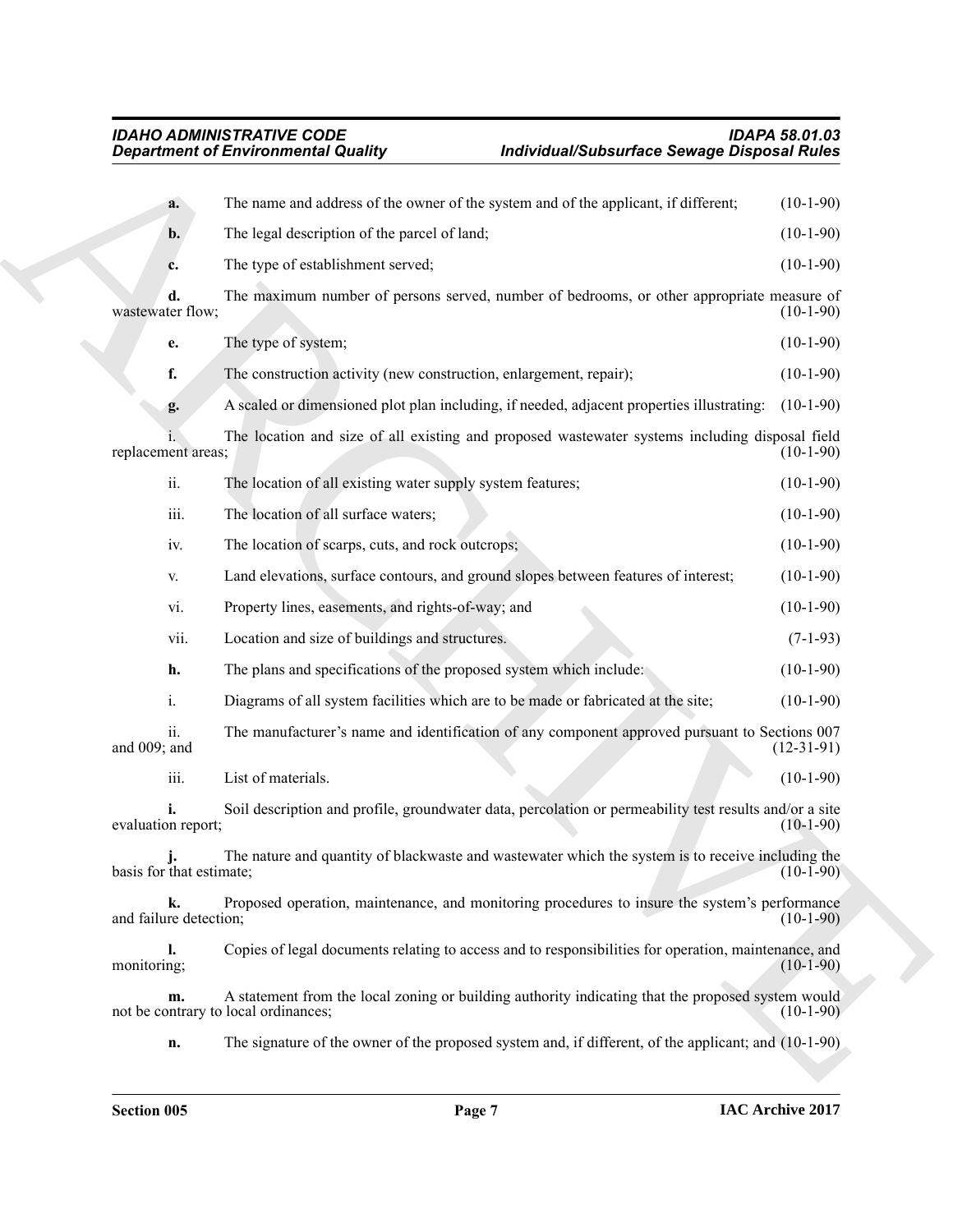**a.** The name and address of the owner of the system and of the applicant, if different; (10-1-90)

**b.** The legal description of the parcel of land; (10-1-90)

**c.** The type of establishment served; (10-1-90)

**d.** The maximum number of persons served, number of bedrooms, or other appropriate measure of wastewater flow; (10-1-90)

**e.** The type of system; (10-1-90)

**f.** The construction activity (new construction, enlargement, repair); (10-1-90)

**g.** A scaled or dimensioned plot plan including, if needed, adjacent properties illustrating: (10-1-90)

i. The location and size of all existing and proposed wastewater systems including disposal field replacement areas; (10-1-90)

ii. The location of all existing water supply system features; (10-1-90)

iii. The location of all surface waters; (10-1-90)

iv. The location of scarps, cuts, and rock outcrops; (10-1-90)

v. Land elevations, surface contours, and ground slopes between features of interest; (10-1-90)

vi. Property lines, easements, and rights-of-way; and (10-1-90)

vii. Location and size of buildings and structures. (7-1-93)

**h.** The plans and specifications of the proposed system which include: (10-1-90)

i. Diagrams of all system facilities which are to be made or fabricated at the site; (10-1-90)

ii. The manufacturer's name and identification of any component approved pursuant to Sections 007 and 009; and (12-31-91)

iii. List of materials. (10-1-90)

**i.** Soil description and profile, groundwater data, percolation or permeability test results and/or a site evaluation report; (10-1-90)

**j.** The nature and quantity of blackwaste and wastewater which the system is to receive including the basis for that estimate; (10-1-90)

**k.** Proposed operation, maintenance, and monitoring procedures to insure the system's performance and failure detection; (10-1-90)

**l.** Copies of legal documents relating to access and to responsibilities for operation, maintenance, and monitoring; (10-1-90)

**m.** A statement from the local zoning or building authority indicating that the proposed system would not be contrary to local ordinances; (10-1-90)

**n.** The signature of the owner of the proposed system and, if different, of the applicant; and (10-1-90)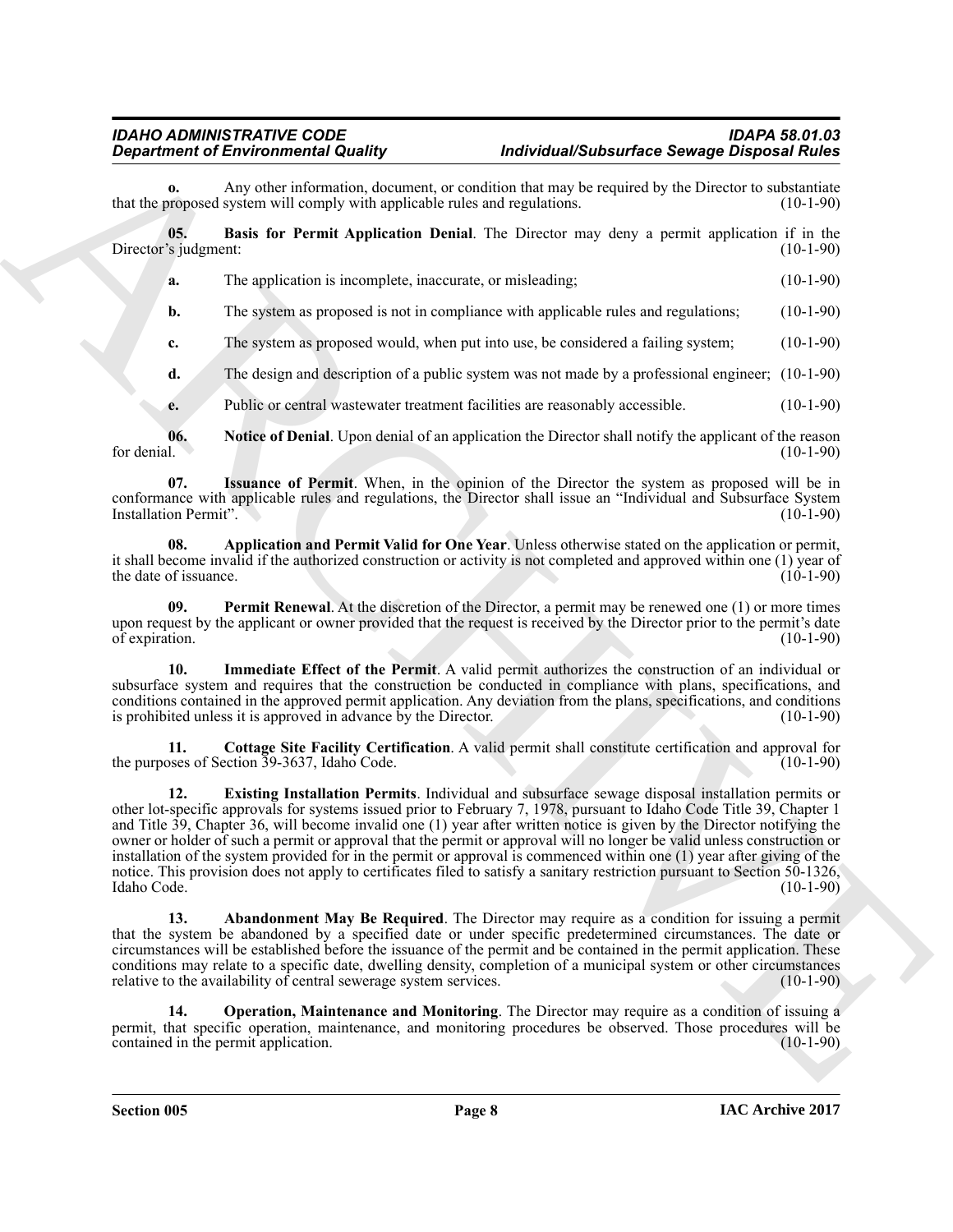**o.** Any other information, document, or condition that may be required by the Director to substantiate that the proposed system will comply with applicable rules and regulations. (10-1-90)

**05. Basis for Permit Application Denial**. The Director may deny a permit application if in the Director's judgment: (10-1-90)

**a.** The application is incomplete, inaccurate, or misleading; (10-1-90)

**b.** The system as proposed is not in compliance with applicable rules and regulations; (10-1-90)

**c.** The system as proposed would, when put into use, be considered a failing system; (10-1-90)

**d.** The design and description of a public system was not made by a professional engineer; (10-1-90)

**e.** Public or central wastewater treatment facilities are reasonably accessible. (10-1-90)

**06. Notice of Denial**. Upon denial of an application the Director shall notify the applicant of the reason for denial. (10-1-90)

**07. Issuance of Permit**. When, in the opinion of the Director the system as proposed will be in conformance with applicable rules and regulations, the Director shall issue an "Individual and Subsurface System Installation Permit". (10-1-90)

**08. Application and Permit Valid for One Year**. Unless otherwise stated on the application or permit, it shall become invalid if the authorized construction or activity is not completed and approved within one (1) year of the date of issuance. (10-1-90)

**09. Permit Renewal**. At the discretion of the Director, a permit may be renewed one (1) or more times upon request by the applicant or owner provided that the request is received by the Director prior to the permit's date of expiration. (10-1-90)

**10. Immediate Effect of the Permit**. A valid permit authorizes the construction of an individual or subsurface system and requires that the construction be conducted in compliance with plans, specifications, and conditions contained in the approved permit application. Any deviation from the plans, specifications, and conditions is prohibited unless it is approved in advance by the Director. (10-1-90)

**11. Cottage Site Facility Certification**. A valid permit shall constitute certification and approval for the purposes of Section 39-3637, Idaho Code. (10-1-90)

**12. Existing Installation Permits**. Individual and subsurface sewage disposal installation permits or other lot-specific approvals for systems issued prior to February 7, 1978, pursuant to Idaho Code Title 39, Chapter 1 and Title 39, Chapter 36, will become invalid one (1) year after written notice is given by the Director notifying the owner or holder of such a permit or approval that the permit or approval will no longer be valid unless construction or installation of the system provided for in the permit or approval is commenced within one (1) year after giving of the notice. This provision does not apply to certificates filed to satisfy a sanitary restriction pursuant to Section 50-1326, Idaho Code. (10-1-90)

**13. Abandonment May Be Required**. The Director may require as a condition for issuing a permit that the system be abandoned by a specified date or under specific predetermined circumstances. The date or circumstances will be established before the issuance of the permit and be contained in the permit application. These conditions may relate to a specific date, dwelling density, completion of a municipal system or other circumstances relative to the availability of central sewerage system services. (10-1-90)

**14. Operation, Maintenance and Monitoring**. The Director may require as a condition of issuing a permit, that specific operation, maintenance, and monitoring procedures be observed. Those procedures will be contained in the permit application. (10-1-90)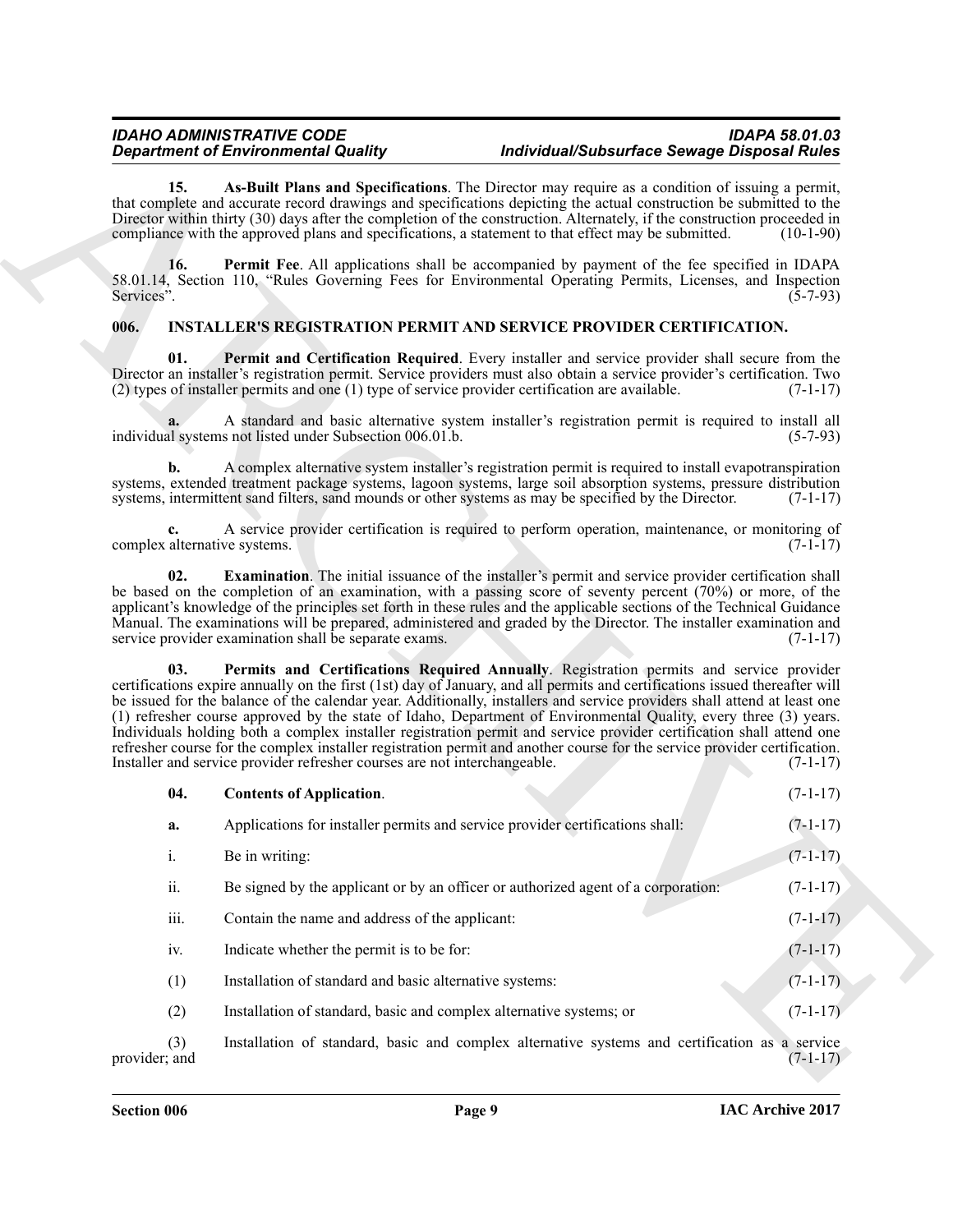**15. As-Built Plans and Specifications**. The Director may require as a condition of issuing a permit, that complete and accurate record drawings and specifications depicting the actual construction be submitted to the Director within thirty (30) days after the completion of the construction. Alternately, if the construction proceeded in compliance with the approved plans and specifications, a statement to that effect may be submitted. (10-1-90)

**16. Permit Fee**. All applications shall be accompanied by payment of the fee specified in IDAPA 58.01.14, Section 110, "Rules Governing Fees for Environmental Operating Permits, Licenses, and Inspection Services". (5-7-93)

## 006. INSTALLER'S REGISTRATION PERMIT AND SERVICE PROVIDER CERTIFICATION.

**01. Permit and Certification Required**. Every installer and service provider shall secure from the Director an installer's registration permit. Service providers must also obtain a service provider's certification. Two (2) types of installer permits and one (1) type of service provider certification are available. (7-1-17)

**a.** A standard and basic alternative system installer's registration permit is required to install all individual systems not listed under Subsection 006.01.b. (5-7-93)

**b.** A complex alternative system installer's registration permit is required to install evapotranspiration systems, extended treatment package systems, lagoon systems, large soil absorption systems, pressure distribution systems, intermittent sand filters, sand mounds or other systems as may be specified by the Director. (7-1-17)

**c.** A service provider certification is required to perform operation, maintenance, or monitoring of complex alternative systems. (7-1-17)

**02. Examination**. The initial issuance of the installer's permit and service provider certification shall be based on the completion of an examination, with a passing score of seventy percent (70%) or more, of the applicant's knowledge of the principles set forth in these rules and the applicable sections of the Technical Guidance Manual. The examinations will be prepared, administered and graded by the Director. The installer examination and service provider examination shall be separate exams. (7-1-17)

**03. Permits and Certifications Required Annually**. Registration permits and service provider certifications expire annually on the first (1st) day of January, and all permits and certifications issued thereafter will be issued for the balance of the calendar year. Additionally, installers and service providers shall attend at least one (1) refresher course approved by the state of Idaho, Department of Environmental Quality, every three (3) years. Individuals holding both a complex installer registration permit and service provider certification shall attend one refresher course for the complex installer registration permit and another course for the service provider certification. Installer and service provider refresher courses are not interchangeable. (7-1-17)

**04. Contents of Application**. (7-1-17)

**a.** Applications for installer permits and service provider certifications shall: (7-1-17)

i. Be in writing: (7-1-17)

ii. Be signed by the applicant or by an officer or authorized agent of a corporation: (7-1-17)

iii. Contain the name and address of the applicant: (7-1-17)

iv. Indicate whether the permit is to be for: (7-1-17)

(1) Installation of standard and basic alternative systems: (7-1-17)

(2) Installation of standard, basic and complex alternative systems; or (7-1-17)

(3) Installation of standard, basic and complex alternative systems and certification as a service provider; and (7-1-17)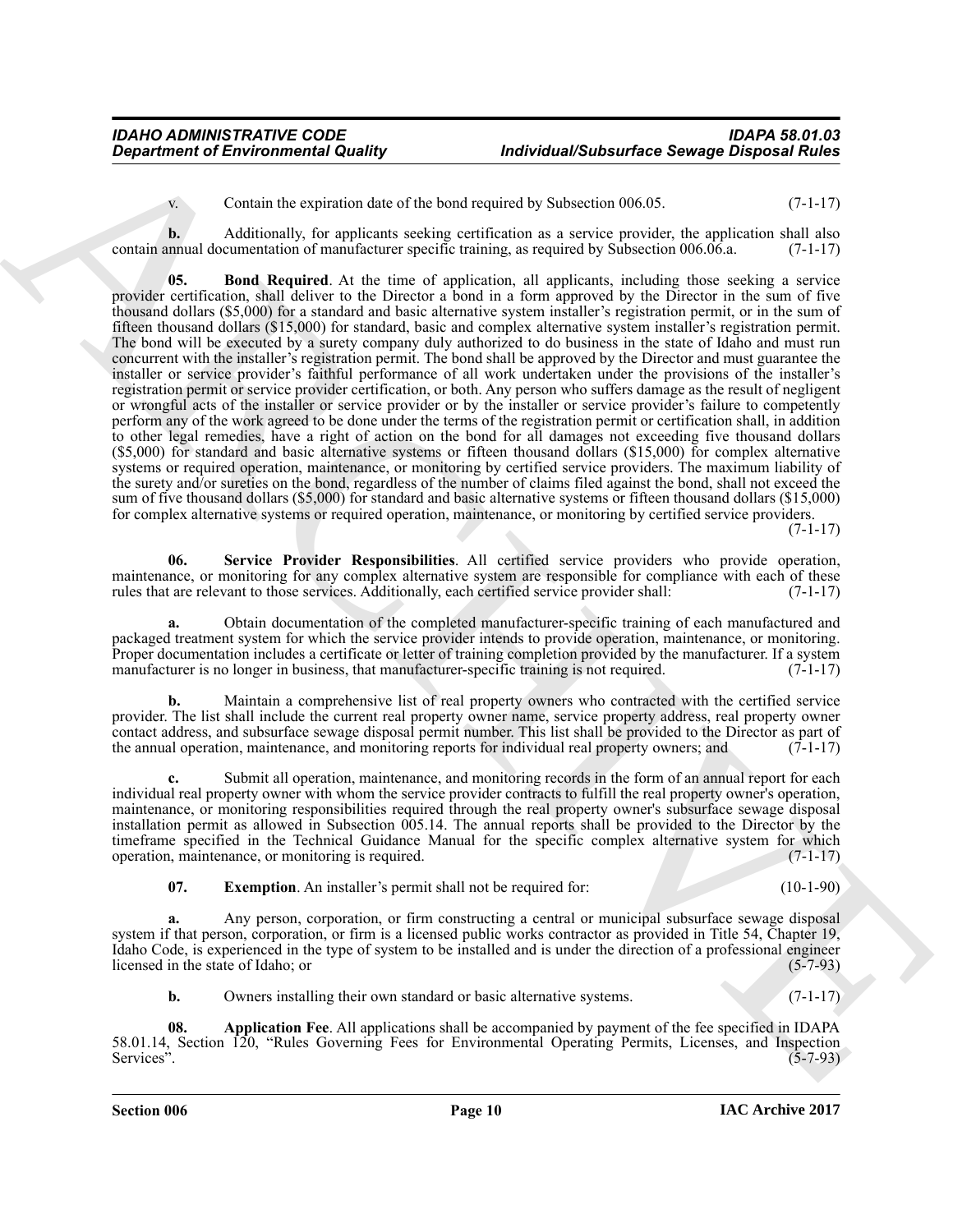v. Contain the expiration date of the bond required by Subsection 006.05. (7-1-17)

**b.** Additionally, for applicants seeking certification as a service provider, the application shall also contain annual documentation of manufacturer specific training, as required by Subsection 006.06.a. (7-1-17)

**05. Bond Required**. At the time of application, all applicants, including those seeking a service provider certification, shall deliver to the Director a bond in a form approved by the Director in the sum of five thousand dollars ($5,000) for a standard and basic alternative system installer's registration permit, or in the sum of fifteen thousand dollars ($15,000) for standard, basic and complex alternative system installer's registration permit. The bond will be executed by a surety company duly authorized to do business in the state of Idaho and must run concurrent with the installer's registration permit. The bond shall be approved by the Director and must guarantee the installer or service provider's faithful performance of all work undertaken under the provisions of the installer's registration permit or service provider certification, or both. Any person who suffers damage as the result of negligent or wrongful acts of the installer or service provider or by the installer or service provider's failure to competently perform any of the work agreed to be done under the terms of the registration permit or certification shall, in addition to other legal remedies, have a right of action on the bond for all damages not exceeding five thousand dollars ($5,000) for standard and basic alternative systems or fifteen thousand dollars ($15,000) for complex alternative systems or required operation, maintenance, or monitoring by certified service providers. The maximum liability of the surety and/or sureties on the bond, regardless of the number of claims filed against the bond, shall not exceed the sum of five thousand dollars ($5,000) for standard and basic alternative systems or fifteen thousand dollars ($15,000) for complex alternative systems or required operation, maintenance, or monitoring by certified service providers. (7-1-17)

**06. Service Provider Responsibilities**. All certified service providers who provide operation, maintenance, or monitoring for any complex alternative system are responsible for compliance with each of these rules that are relevant to those services. Additionally, each certified service provider shall: (7-1-17)

**a.** Obtain documentation of the completed manufacturer-specific training of each manufactured and packaged treatment system for which the service provider intends to provide operation, maintenance, or monitoring. Proper documentation includes a certificate or letter of training completion provided by the manufacturer. If a system manufacturer is no longer in business, that manufacturer-specific training is not required. (7-1-17)

**b.** Maintain a comprehensive list of real property owners who contracted with the certified service provider. The list shall include the current real property owner name, service property address, real property owner contact address, and subsurface sewage disposal permit number. This list shall be provided to the Director as part of the annual operation, maintenance, and monitoring reports for individual real property owners; and (7-1-17)

**c.** Submit all operation, maintenance, and monitoring records in the form of an annual report for each individual real property owner with whom the service provider contracts to fulfill the real property owner's operation, maintenance, or monitoring responsibilities required through the real property owner's subsurface sewage disposal installation permit as allowed in Subsection 005.14. The annual reports shall be provided to the Director by the timeframe specified in the Technical Guidance Manual for the specific complex alternative system for which operation, maintenance, or monitoring is required. (7-1-17)

**07. Exemption**. An installer's permit shall not be required for: (10-1-90)

**a.** Any person, corporation, or firm constructing a central or municipal subsurface sewage disposal system if that person, corporation, or firm is a licensed public works contractor as provided in Title 54, Chapter 19, Idaho Code, is experienced in the type of system to be installed and is under the direction of a professional engineer licensed in the state of Idaho; or (5-7-93)

**b.** Owners installing their own standard or basic alternative systems. (7-1-17)

**08. Application Fee**. All applications shall be accompanied by payment of the fee specified in IDAPA 58.01.14, Section 120, "Rules Governing Fees for Environmental Operating Permits, Licenses, and Inspection Services". (5-7-93)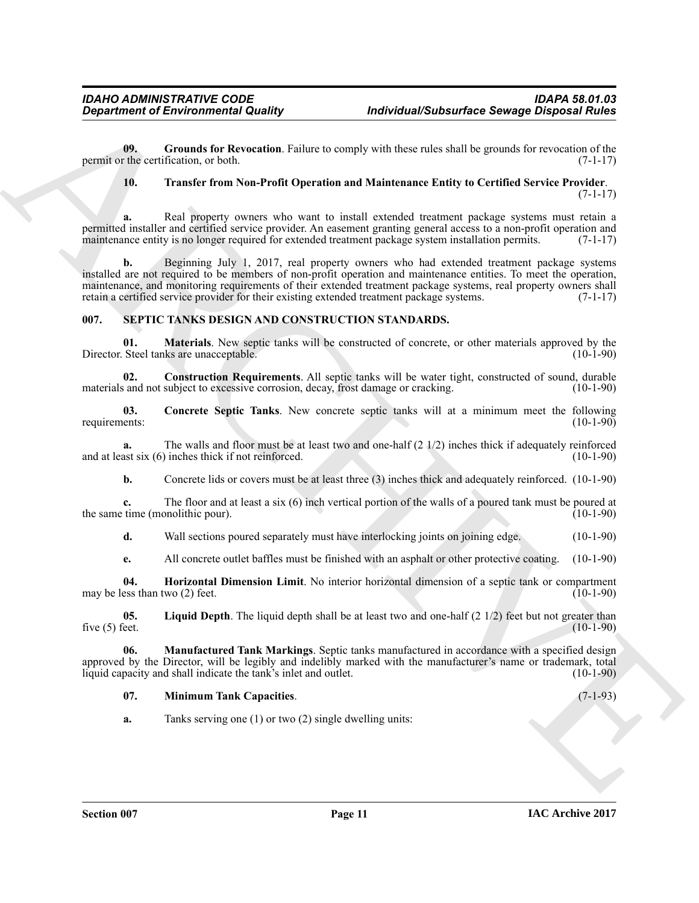**09. Grounds for Revocation**. Failure to comply with these rules shall be grounds for revocation of the permit or the certification, or both. (7-1-17)

**10. Transfer from Non-Profit Operation and Maintenance Entity to Certified Service Provider**. (7-1-17)

**a.** Real property owners who want to install extended treatment package systems must retain a permitted installer and certified service provider. An easement granting general access to a non-profit operation and maintenance entity is no longer required for extended treatment package system installation permits. (7-1-17)

**b.** Beginning July 1, 2017, real property owners who had extended treatment package systems installed are not required to be members of non-profit operation and maintenance entities. To meet the operation, maintenance, and monitoring requirements of their extended treatment package systems, real property owners shall retain a certified service provider for their existing extended treatment package systems. (7-1-17)

## 007. SEPTIC TANKS DESIGN AND CONSTRUCTION STANDARDS.

**01. Materials**. New septic tanks will be constructed of concrete, or other materials approved by the Director. Steel tanks are unacceptable. (10-1-90)

**02. Construction Requirements**. All septic tanks will be water tight, constructed of sound, durable materials and not subject to excessive corrosion, decay, frost damage or cracking. (10-1-90)

**03. Concrete Septic Tanks**. New concrete septic tanks will at a minimum meet the following requirements: (10-1-90)

**a.** The walls and floor must be at least two and one-half (2 1/2) inches thick if adequately reinforced and at least six (6) inches thick if not reinforced. (10-1-90)

**b.** Concrete lids or covers must be at least three (3) inches thick and adequately reinforced. (10-1-90)

**c.** The floor and at least a six (6) inch vertical portion of the walls of a poured tank must be poured at the same time (monolithic pour). (10-1-90)

**d.** Wall sections poured separately must have interlocking joints on joining edge. (10-1-90)

**e.** All concrete outlet baffles must be finished with an asphalt or other protective coating. (10-1-90)

**04. Horizontal Dimension Limit**. No interior horizontal dimension of a septic tank or compartment may be less than two (2) feet. (10-1-90)

**05. Liquid Depth**. The liquid depth shall be at least two and one-half (2 1/2) feet but not greater than five (5) feet. (10-1-90)

**06. Manufactured Tank Markings**. Septic tanks manufactured in accordance with a specified design approved by the Director, will be legibly and indelibly marked with the manufacturer's name or trademark, total liquid capacity and shall indicate the tank's inlet and outlet. (10-1-90)

**07. Minimum Tank Capacities**. (7-1-93)

**a.** Tanks serving one (1) or two (2) single dwelling units: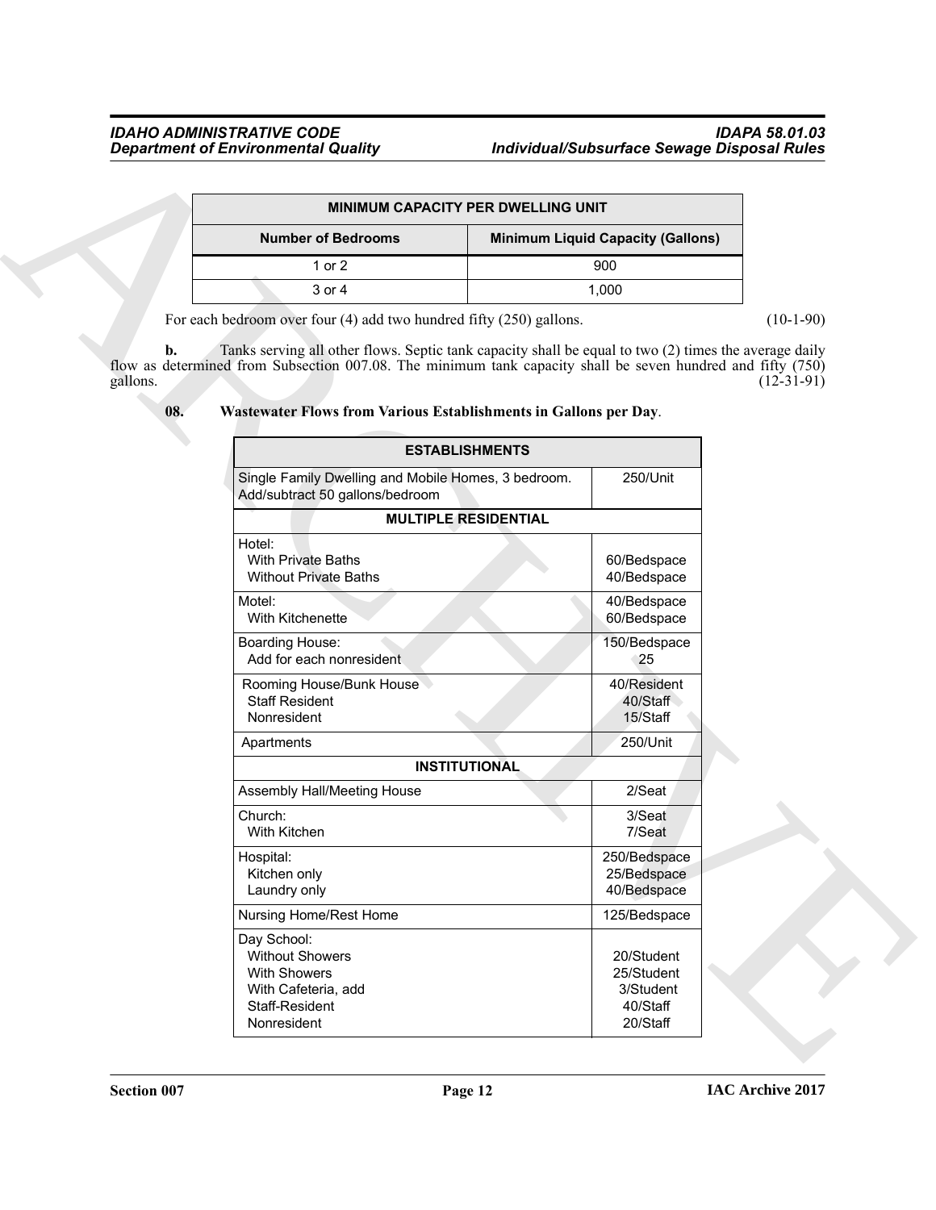| MINIMUM CAPACITY PER DWELLING UNIT | |
|---|---|
| **Number of Bedrooms** | **Minimum Liquid Capacity (Gallons)** |
| 1 or 2 | 900 |
| 3 or 4 | 1,000 |

For each bedroom over four (4) add two hundred fifty (250) gallons. (10-1-90)

**b.** Tanks serving all other flows. Septic tank capacity shall be equal to two (2) times the average daily flow as determined from Subsection 007.08. The minimum tank capacity shall be seven hundred and fifty (750) gallons. (12-31-91)

**08. Wastewater Flows from Various Establishments in Gallons per Day**.

| ESTABLISHMENTS | |
|---|---|
| Single Family Dwelling and Mobile Homes, 3 bedroom. Add/subtract 50 gallons/bedroom | 250/Unit |
| **MULTIPLE RESIDENTIAL** | |
| Hotel:<br>With Private Baths<br>Without Private Baths | <br>60/Bedspace<br>40/Bedspace |
| Motel:<br>With Kitchenette | 40/Bedspace<br>60/Bedspace |
| Boarding House:<br>Add for each nonresident | 150/Bedspace<br>25 |
| Rooming House/Bunk House<br>Staff Resident<br>Nonresident | 40/Resident<br>40/Staff<br>15/Staff |
| Apartments | 250/Unit |
| **INSTITUTIONAL** | |
| Assembly Hall/Meeting House | 2/Seat |
| Church:<br>With Kitchen | 3/Seat<br>7/Seat |
| Hospital:<br>Kitchen only<br>Laundry only | 250/Bedspace<br>25/Bedspace<br>40/Bedspace |
| Nursing Home/Rest Home | 125/Bedspace |
| Day School:<br>Without Showers<br>With Showers<br>With Cafeteria, add<br>Staff-Resident<br>Nonresident | <br>20/Student<br>25/Student<br>3/Student<br>40/Staff<br>20/Staff |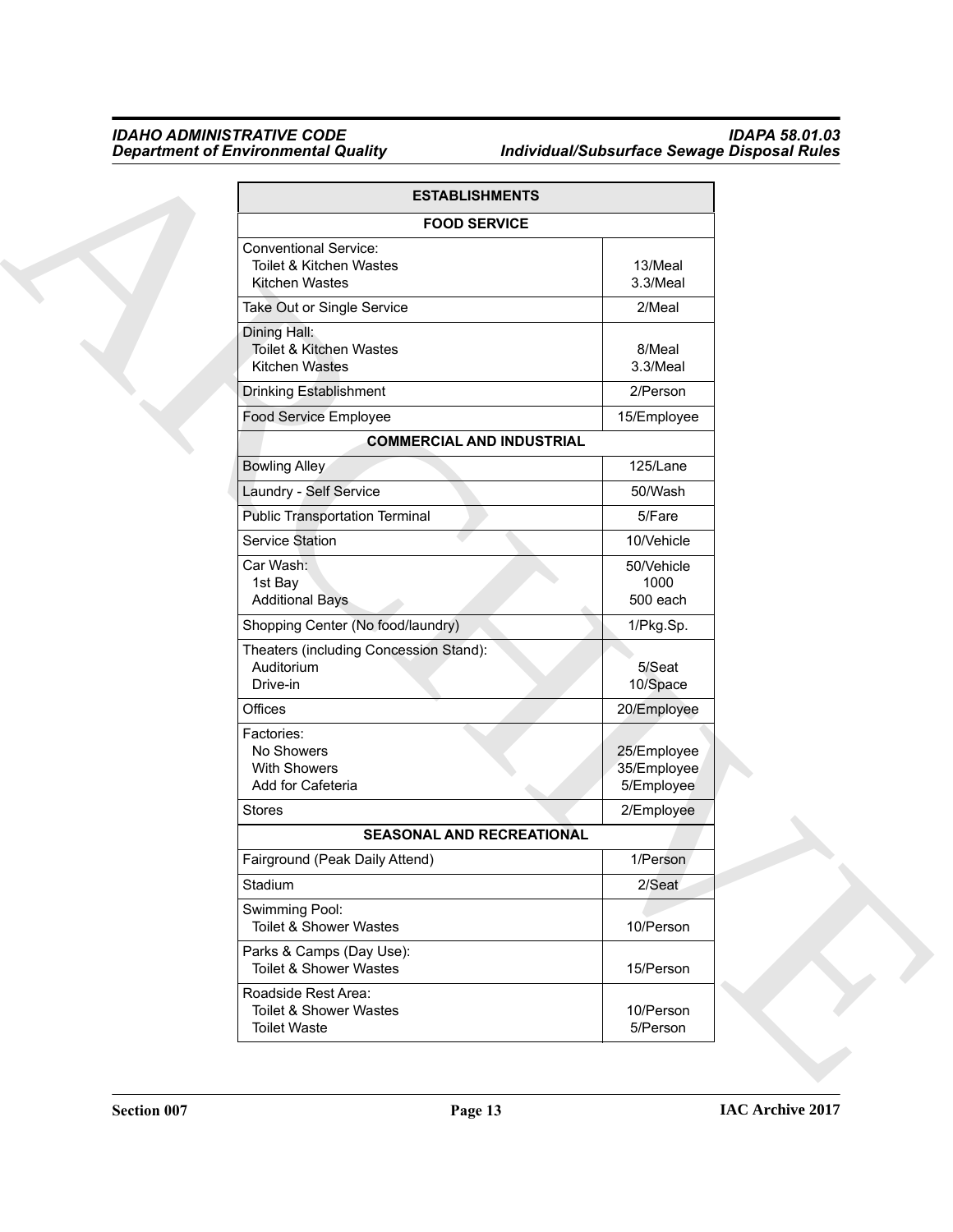| ESTABLISHMENTS | |
|---|---|
| **FOOD SERVICE** | |
| Conventional Service:<br>Toilet & Kitchen Wastes<br>Kitchen Wastes | <br>13/Meal<br>3.3/Meal |
| Take Out or Single Service | 2/Meal |
| Dining Hall:<br>Toilet & Kitchen Wastes<br>Kitchen Wastes | <br>8/Meal<br>3.3/Meal |
| Drinking Establishment | 2/Person |
| Food Service Employee | 15/Employee |
| **COMMERCIAL AND INDUSTRIAL** | |
| Bowling Alley | 125/Lane |
| Laundry - Self Service | 50/Wash |
| Public Transportation Terminal | 5/Fare |
| Service Station | 10/Vehicle |
| Car Wash:<br>1st Bay<br>Additional Bays | 50/Vehicle<br>1000<br>500 each |
| Shopping Center (No food/laundry) | 1/Pkg.Sp. |
| Theaters (including Concession Stand):<br>Auditorium<br>Drive-in | <br>5/Seat<br>10/Space |
| Offices | 20/Employee |
| Factories:<br>No Showers<br>With Showers<br>Add for Cafeteria | <br>25/Employee<br>35/Employee<br>5/Employee |
| Stores | 2/Employee |
| **SEASONAL AND RECREATIONAL** | |
| Fairground (Peak Daily Attend) | 1/Person |
| Stadium | 2/Seat |
| Swimming Pool:<br>Toilet & Shower Wastes | <br>10/Person |
| Parks & Camps (Day Use):<br>Toilet & Shower Wastes | <br>15/Person |
| Roadside Rest Area:<br>Toilet & Shower Wastes<br>Toilet Waste | <br>10/Person<br>5/Person |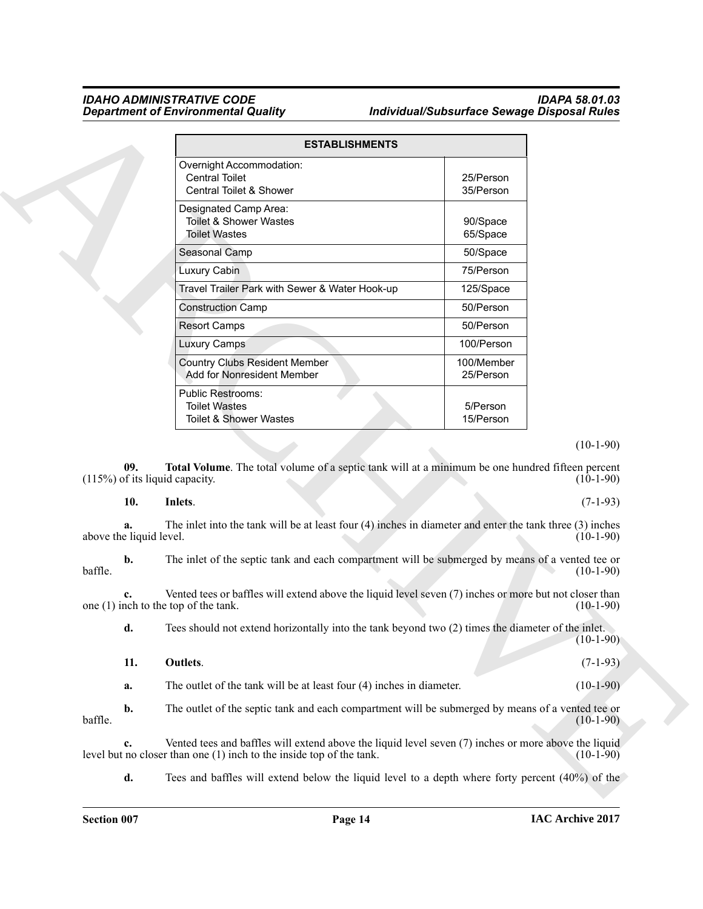| ESTABLISHMENTS | |
|---|---|
| Overnight Accommodation:<br>Central Toilet<br>Central Toilet & Shower | <br>25/Person<br>35/Person |
| Designated Camp Area:<br>Toilet & Shower Wastes<br>Toilet Wastes | <br>90/Space<br>65/Space |
| Seasonal Camp | 50/Space |
| Luxury Cabin | 75/Person |
| Travel Trailer Park with Sewer & Water Hook-up | 125/Space |
| Construction Camp | 50/Person |
| Resort Camps | 50/Person |
| Luxury Camps | 100/Person |
| Country Clubs Resident Member<br>Add for Nonresident Member | 100/Member<br>25/Person |
| Public Restrooms:<br>Toilet Wastes<br>Toilet & Shower Wastes | <br>5/Person<br>15/Person |

(10-1-90)

**09. Total Volume**. The total volume of a septic tank will at a minimum be one hundred fifteen percent (115%) of its liquid capacity. (10-1-90)

**10. Inlets**. (7-1-93)

**a.** The inlet into the tank will be at least four (4) inches in diameter and enter the tank three (3) inches above the liquid level. (10-1-90)

**b.** The inlet of the septic tank and each compartment will be submerged by means of a vented tee or baffle. (10-1-90)

**c.** Vented tees or baffles will extend above the liquid level seven (7) inches or more but not closer than one (1) inch to the top of the tank. (10-1-90)

**d.** Tees should not extend horizontally into the tank beyond two (2) times the diameter of the inlet. (10-1-90)

**11. Outlets**. (7-1-93)

**a.** The outlet of the tank will be at least four (4) inches in diameter. (10-1-90)

**b.** The outlet of the septic tank and each compartment will be submerged by means of a vented tee or baffle. (10-1-90)

**c.** Vented tees and baffles will extend above the liquid level seven (7) inches or more above the liquid level but no closer than one (1) inch to the inside top of the tank. (10-1-90)

**d.** Tees and baffles will extend below the liquid level to a depth where forty percent (40%) of the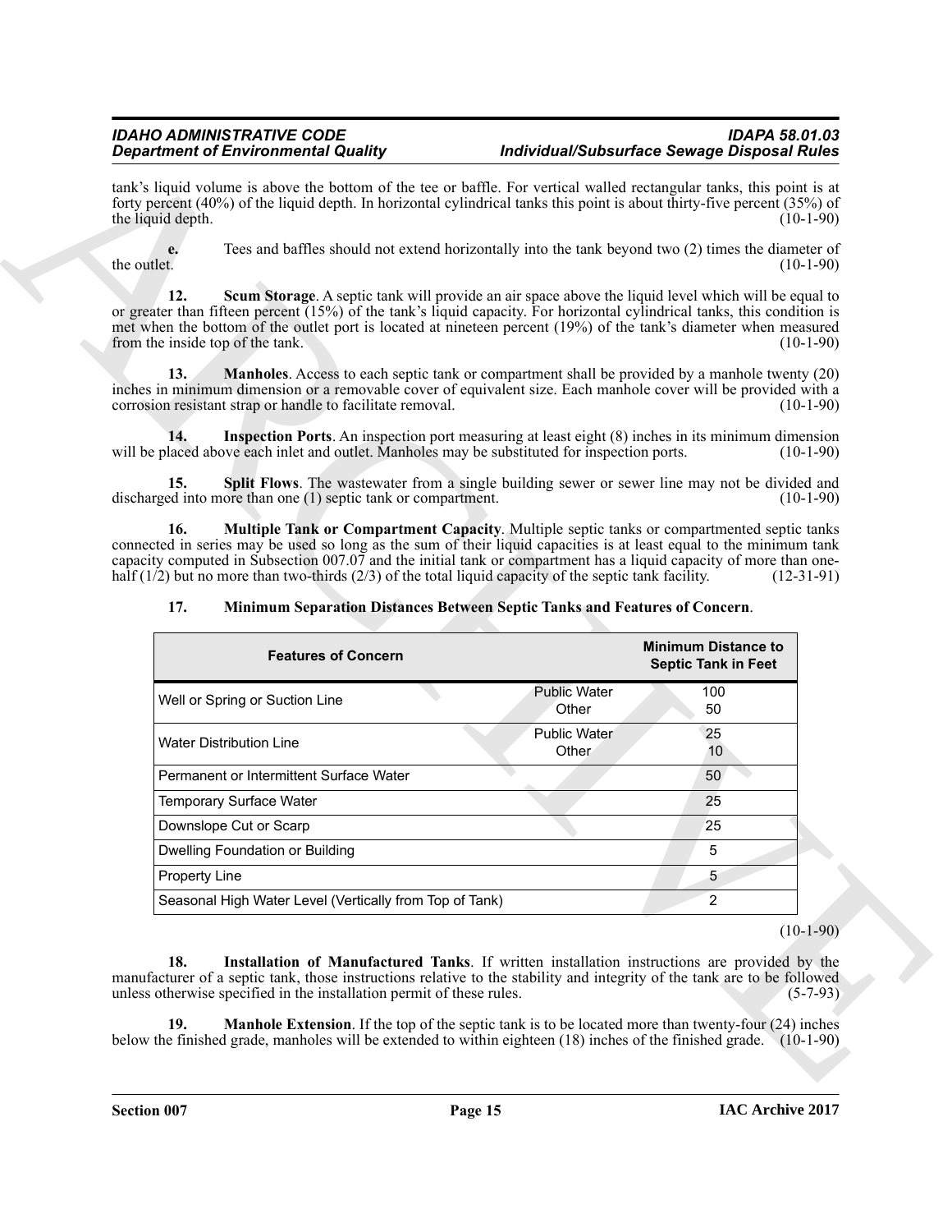tank's liquid volume is above the bottom of the tee or baffle. For vertical walled rectangular tanks, this point is at forty percent (40%) of the liquid depth. In horizontal cylindrical tanks this point is about thirty-five percent (35%) of the liquid depth. (10-1-90)

**e.** Tees and baffles should not extend horizontally into the tank beyond two (2) times the diameter of the outlet. (10-1-90)

**12. Scum Storage**. A septic tank will provide an air space above the liquid level which will be equal to or greater than fifteen percent (15%) of the tank's liquid capacity. For horizontal cylindrical tanks, this condition is met when the bottom of the outlet port is located at nineteen percent (19%) of the tank's diameter when measured from the inside top of the tank. (10-1-90)

**13. Manholes**. Access to each septic tank or compartment shall be provided by a manhole twenty (20) inches in minimum dimension or a removable cover of equivalent size. Each manhole cover will be provided with a corrosion resistant strap or handle to facilitate removal. (10-1-90)

**14. Inspection Ports**. An inspection port measuring at least eight (8) inches in its minimum dimension will be placed above each inlet and outlet. Manholes may be substituted for inspection ports. (10-1-90)

**15. Split Flows**. The wastewater from a single building sewer or sewer line may not be divided and discharged into more than one (1) septic tank or compartment. (10-1-90)

**16. Multiple Tank or Compartment Capacity**. Multiple septic tanks or compartmented septic tanks connected in series may be used so long as the sum of their liquid capacities is at least equal to the minimum tank capacity computed in Subsection 007.07 and the initial tank or compartment has a liquid capacity of more than one-half (1/2) but no more than two-thirds (2/3) of the total liquid capacity of the septic tank facility. (12-31-91)

**17. Minimum Separation Distances Between Septic Tanks and Features of Concern**.

| Features of Concern | | Minimum Distance to Septic Tank in Feet |
|---|---|---|
| Well or Spring or Suction Line | Public Water<br>Other | 100<br>50 |
| Water Distribution Line | Public Water<br>Other | 25<br>10 |
| Permanent or Intermittent Surface Water | | 50 |
| Temporary Surface Water | | 25 |
| Downslope Cut or Scarp | | 25 |
| Dwelling Foundation or Building | | 5 |
| Property Line | | 5 |
| Seasonal High Water Level (Vertically from Top of Tank) | | 2 |

(10-1-90)

**18. Installation of Manufactured Tanks**. If written installation instructions are provided by the manufacturer of a septic tank, those instructions relative to the stability and integrity of the tank are to be followed unless otherwise specified in the installation permit of these rules. (5-7-93)

**19. Manhole Extension**. If the top of the septic tank is to be located more than twenty-four (24) inches below the finished grade, manholes will be extended to within eighteen (18) inches of the finished grade. (10-1-90)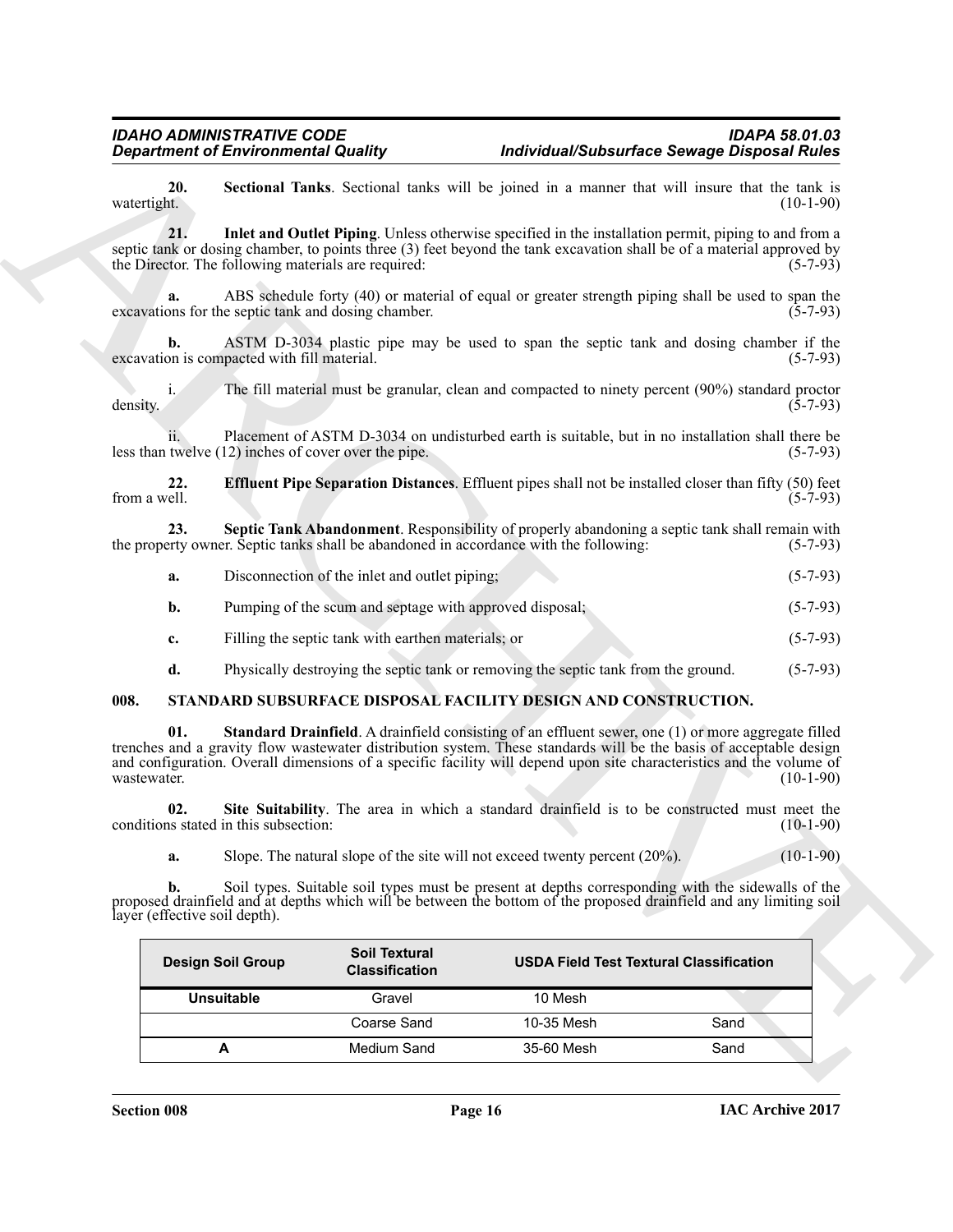**20. Sectional Tanks**. Sectional tanks will be joined in a manner that will insure that the tank is watertight. (10-1-90)

**21. Inlet and Outlet Piping**. Unless otherwise specified in the installation permit, piping to and from a septic tank or dosing chamber, to points three (3) feet beyond the tank excavation shall be of a material approved by the Director. The following materials are required: (5-7-93)

**a.** ABS schedule forty (40) or material of equal or greater strength piping shall be used to span the excavations for the septic tank and dosing chamber. (5-7-93)

**b.** ASTM D-3034 plastic pipe may be used to span the septic tank and dosing chamber if the excavation is compacted with fill material. (5-7-93)

i. The fill material must be granular, clean and compacted to ninety percent (90%) standard proctor density. (5-7-93)

ii. Placement of ASTM D-3034 on undisturbed earth is suitable, but in no installation shall there be less than twelve (12) inches of cover over the pipe. (5-7-93)

**22. Effluent Pipe Separation Distances**. Effluent pipes shall not be installed closer than fifty (50) feet from a well. (5-7-93)

**23. Septic Tank Abandonment**. Responsibility of properly abandoning a septic tank shall remain with the property owner. Septic tanks shall be abandoned in accordance with the following: (5-7-93)

**a.** Disconnection of the inlet and outlet piping; (5-7-93)

**b.** Pumping of the scum and septage with approved disposal; (5-7-93)

**c.** Filling the septic tank with earthen materials; or (5-7-93)

**d.** Physically destroying the septic tank or removing the septic tank from the ground. (5-7-93)

## 008. STANDARD SUBSURFACE DISPOSAL FACILITY DESIGN AND CONSTRUCTION.

**01. Standard Drainfield**. A drainfield consisting of an effluent sewer, one (1) or more aggregate filled trenches and a gravity flow wastewater distribution system. These standards will be the basis of acceptable design and configuration. Overall dimensions of a specific facility will depend upon site characteristics and the volume of wastewater. (10-1-90)

**02. Site Suitability**. The area in which a standard drainfield is to be constructed must meet the conditions stated in this subsection: (10-1-90)

**a.** Slope. The natural slope of the site will not exceed twenty percent (20%). (10-1-90)

**b.** Soil types. Suitable soil types must be present at depths corresponding with the sidewalls of the proposed drainfield and at depths which will be between the bottom of the proposed drainfield and any limiting soil layer (effective soil depth).

| Design Soil Group | Soil Textural Classification | USDA Field Test Textural Classification | |
|---|---|---|---|
| **Unsuitable** | Gravel | 10 Mesh | |
| | Coarse Sand | 10-35 Mesh | Sand |
| **A** | Medium Sand | 35-60 Mesh | Sand |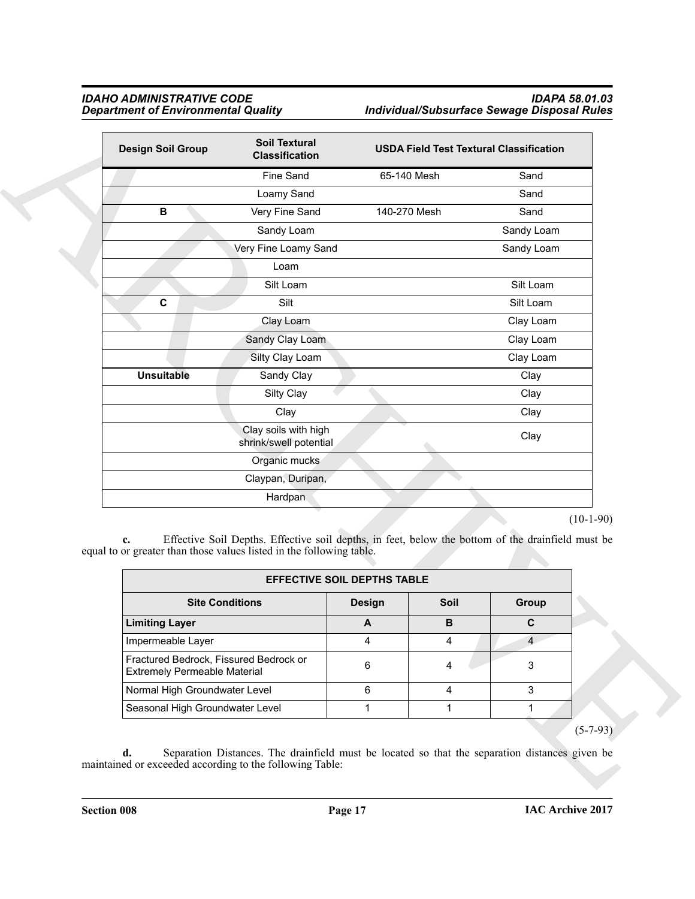| Design Soil Group | Soil Textural Classification | USDA Field Test Textural Classification | |
|---|---|---|---|
| | Fine Sand | 65-140 Mesh | Sand |
| | Loamy Sand | | Sand |
| **B** | Very Fine Sand | 140-270 Mesh | Sand |
| | Sandy Loam | | Sandy Loam |
| | Very Fine Loamy Sand | | Sandy Loam |
| | Loam | | |
| | Silt Loam | | Silt Loam |
| **C** | Silt | | Silt Loam |
| | Clay Loam | | Clay Loam |
| | Sandy Clay Loam | | Clay Loam |
| | Silty Clay Loam | | Clay Loam |
| **Unsuitable** | Sandy Clay | | Clay |
| | Silty Clay | | Clay |
| | Clay | | Clay |
| | Clay soils with high shrink/swell potential | | Clay |
| | Organic mucks | | |
| | Claypan, Duripan, | | |
| | Hardpan | | |

(10-1-90)

**c.** Effective Soil Depths. Effective soil depths, in feet, below the bottom of the drainfield must be equal to or greater than those values listed in the following table.

| EFFECTIVE SOIL DEPTHS TABLE | | | |
|---|---|---|---|
| **Site Conditions** | **Design** | **Soil** | **Group** |
| **Limiting Layer** | **A** | **B** | **C** |
| Impermeable Layer | 4 | 4 | 4 |
| Fractured Bedrock, Fissured Bedrock or Extremely Permeable Material | 6 | 4 | 3 |
| Normal High Groundwater Level | 6 | 4 | 3 |
| Seasonal High Groundwater Level | 1 | 1 | 1 |

(5-7-93)

**d.** Separation Distances. The drainfield must be located so that the separation distances given be maintained or exceeded according to the following Table: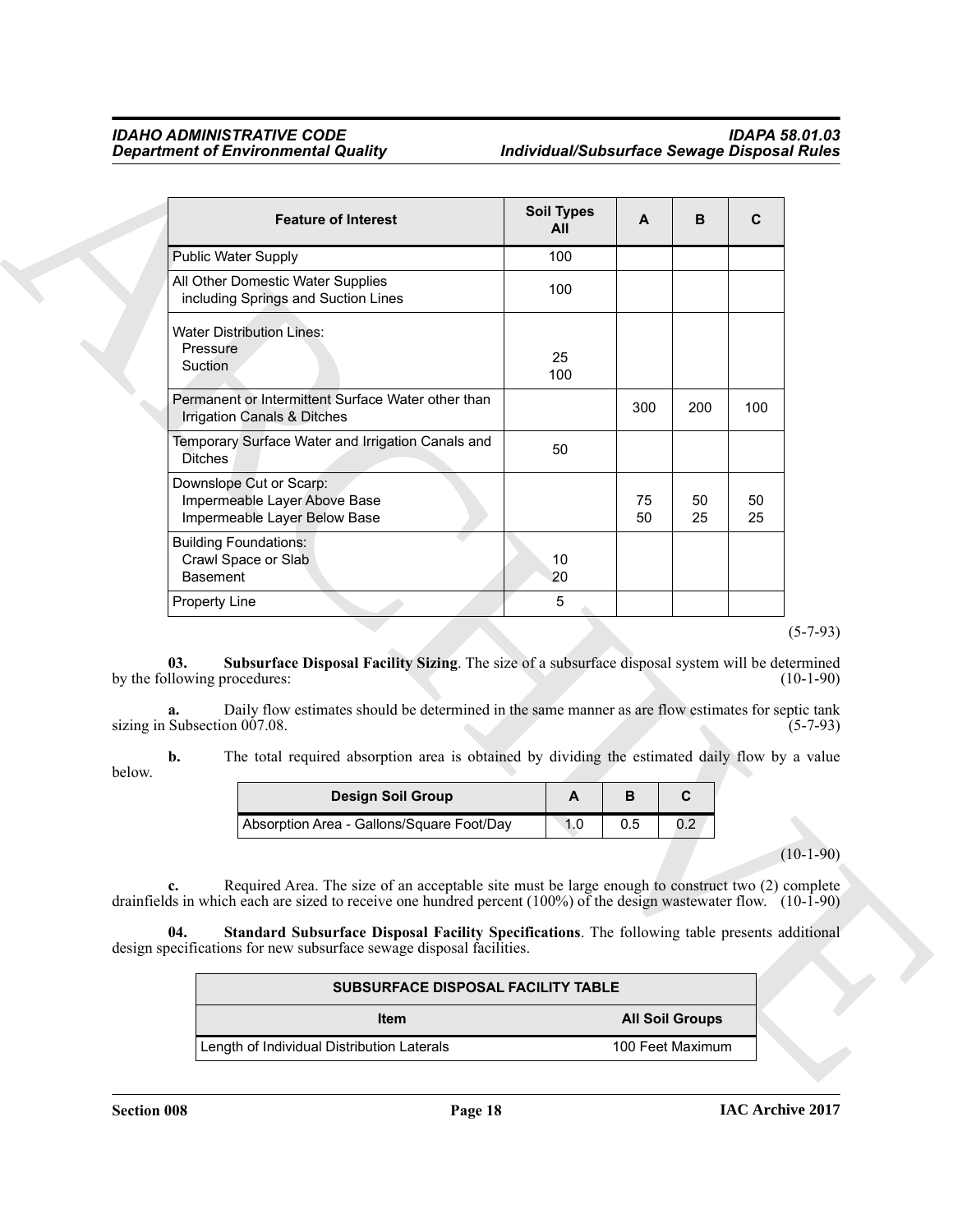| Feature of Interest | Soil Types All | A | B | C |
|---|---|---|---|---|
| Public Water Supply | 100 | | | |
| All Other Domestic Water Supplies including Springs and Suction Lines | 100 | | | |
| Water Distribution Lines: Pressure Suction | 25 100 | | | |
| Permanent or Intermittent Surface Water other than Irrigation Canals & Ditches | | 300 | 200 | 100 |
| Temporary Surface Water and Irrigation Canals and Ditches | 50 | | | |
| Downslope Cut or Scarp: Impermeable Layer Above Base Impermeable Layer Below Base | | 75 50 | 50 25 | 50 25 |
| Building Foundations: Crawl Space or Slab Basement | 10 20 | | | |
| Property Line | 5 | | | |

(5-7-93)

**03. Subsurface Disposal Facility Sizing**. The size of a subsurface disposal system will be determined by the following procedures: (10-1-90)

**a.** Daily flow estimates should be determined in the same manner as are flow estimates for septic tank sizing in Subsection 007.08. (5-7-93)

**b.** The total required absorption area is obtained by dividing the estimated daily flow by a value below.

| Design Soil Group | A | B | C |
|---|---|---|---|
| Absorption Area - Gallons/Square Foot/Day | 1.0 | 0.5 | 0.2 |

(10-1-90)

**c.** Required Area. The size of an acceptable site must be large enough to construct two (2) complete drainfields in which each are sized to receive one hundred percent (100%) of the design wastewater flow. (10-1-90)

**04. Standard Subsurface Disposal Facility Specifications**. The following table presents additional design specifications for new subsurface sewage disposal facilities.

| SUBSURFACE DISPOSAL FACILITY TABLE | |
|---|---|
| **Item** | **All Soil Groups** |
| Length of Individual Distribution Laterals | 100 Feet Maximum |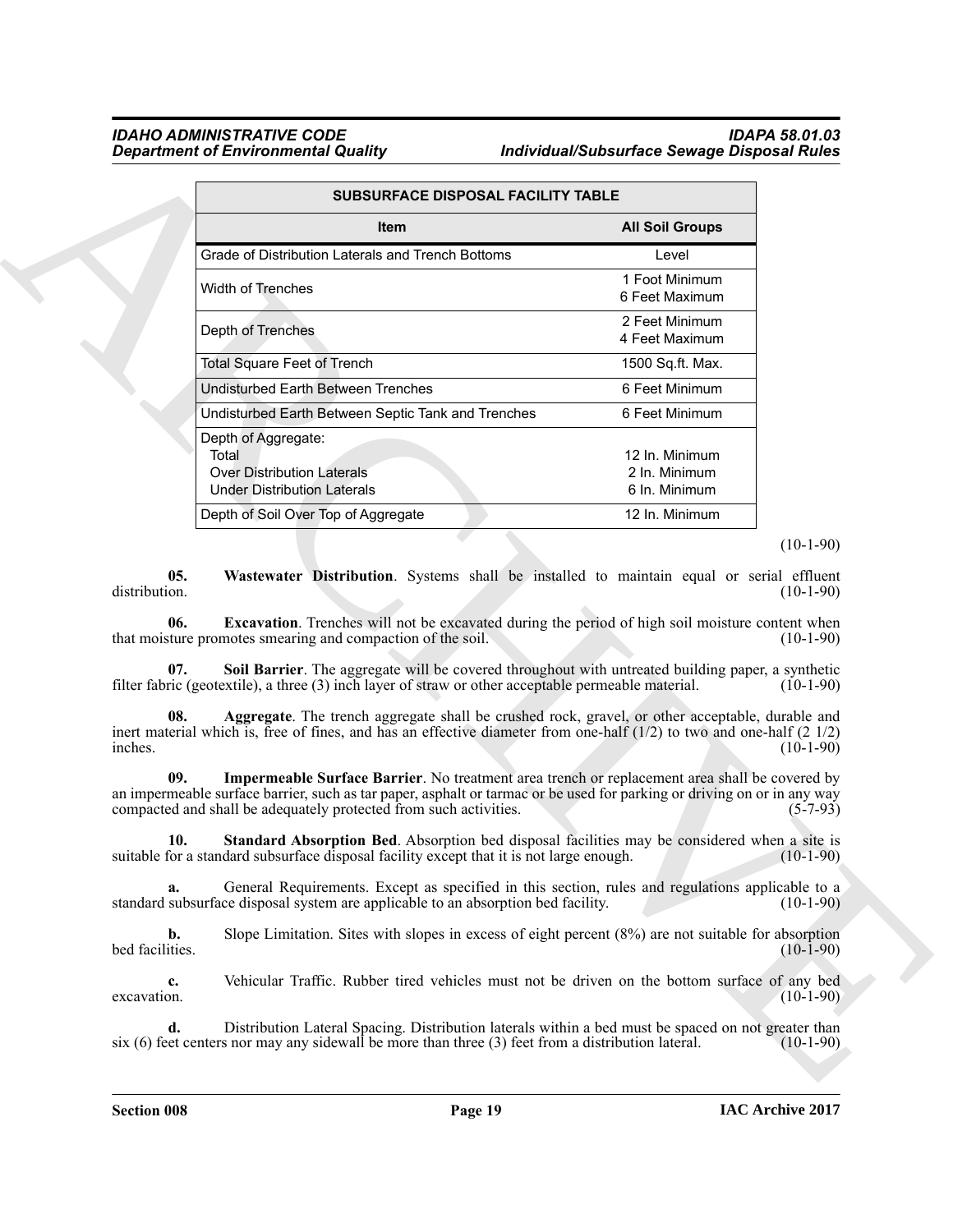| SUBSURFACE DISPOSAL FACILITY TABLE | |
|---|---|
| **Item** | **All Soil Groups** |
| Grade of Distribution Laterals and Trench Bottoms | Level |
| Width of Trenches | 1 Foot Minimum<br>6 Feet Maximum |
| Depth of Trenches | 2 Feet Minimum<br>4 Feet Maximum |
| Total Square Feet of Trench | 1500 Sq.ft. Max. |
| Undisturbed Earth Between Trenches | 6 Feet Minimum |
| Undisturbed Earth Between Septic Tank and Trenches | 6 Feet Minimum |
| Depth of Aggregate:<br>Total<br>Over Distribution Laterals<br>Under Distribution Laterals | <br>12 In. Minimum<br>2 In. Minimum<br>6 In. Minimum |
| Depth of Soil Over Top of Aggregate | 12 In. Minimum |

(10-1-90)

**05. Wastewater Distribution**. Systems shall be installed to maintain equal or serial effluent distribution. (10-1-90)

**06. Excavation**. Trenches will not be excavated during the period of high soil moisture content when that moisture promotes smearing and compaction of the soil. (10-1-90)

**07. Soil Barrier**. The aggregate will be covered throughout with untreated building paper, a synthetic filter fabric (geotextile), a three (3) inch layer of straw or other acceptable permeable material. (10-1-90)

**08. Aggregate**. The trench aggregate shall be crushed rock, gravel, or other acceptable, durable and inert material which is, free of fines, and has an effective diameter from one-half (1/2) to two and one-half (2 1/2) inches. (10-1-90)

**09. Impermeable Surface Barrier**. No treatment area trench or replacement area shall be covered by an impermeable surface barrier, such as tar paper, asphalt or tarmac or be used for parking or driving on or in any way compacted and shall be adequately protected from such activities. (5-7-93)

**10. Standard Absorption Bed**. Absorption bed disposal facilities may be considered when a site is suitable for a standard subsurface disposal facility except that it is not large enough. (10-1-90)

**a.** General Requirements. Except as specified in this section, rules and regulations applicable to a standard subsurface disposal system are applicable to an absorption bed facility. (10-1-90)

**b.** Slope Limitation. Sites with slopes in excess of eight percent (8%) are not suitable for absorption bed facilities. (10-1-90)

**c.** Vehicular Traffic. Rubber tired vehicles must not be driven on the bottom surface of any bed excavation. (10-1-90)

**d.** Distribution Lateral Spacing. Distribution laterals within a bed must be spaced on not greater than six (6) feet centers nor may any sidewall be more than three (3) feet from a distribution lateral. (10-1-90)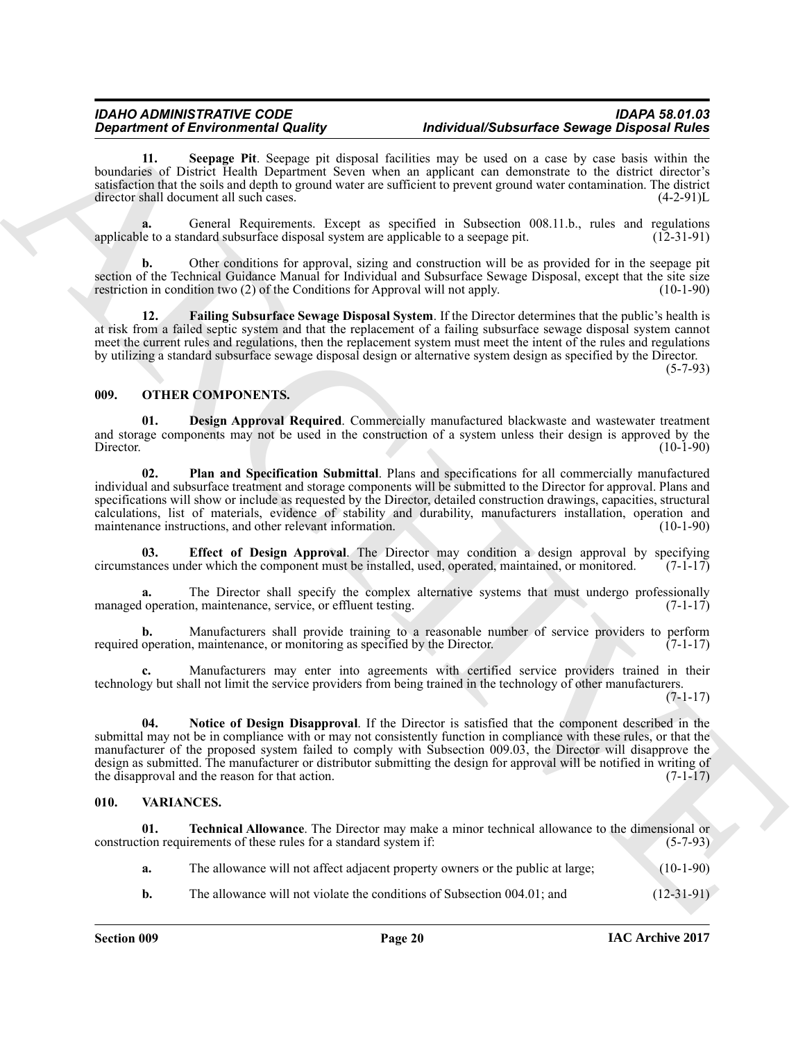**11. Seepage Pit**. Seepage pit disposal facilities may be used on a case by case basis within the boundaries of District Health Department Seven when an applicant can demonstrate to the district director's satisfaction that the soils and depth to ground water are sufficient to prevent ground water contamination. The district director shall document all such cases. (4-2-91)L

**a.** General Requirements. Except as specified in Subsection 008.11.b., rules and regulations applicable to a standard subsurface disposal system are applicable to a seepage pit. (12-31-91)

**b.** Other conditions for approval, sizing and construction will be as provided for in the seepage pit section of the Technical Guidance Manual for Individual and Subsurface Sewage Disposal, except that the site size restriction in condition two (2) of the Conditions for Approval will not apply. (10-1-90)

**12. Failing Subsurface Sewage Disposal System**. If the Director determines that the public's health is at risk from a failed septic system and that the replacement of a failing subsurface sewage disposal system cannot meet the current rules and regulations, then the replacement system must meet the intent of the rules and regulations by utilizing a standard subsurface sewage disposal design or alternative system design as specified by the Director. (5-7-93)

## 009. OTHER COMPONENTS.

**01. Design Approval Required**. Commercially manufactured blackwaste and wastewater treatment and storage components may not be used in the construction of a system unless their design is approved by the Director. (10-1-90)

**02. Plan and Specification Submittal**. Plans and specifications for all commercially manufactured individual and subsurface treatment and storage components will be submitted to the Director for approval. Plans and specifications will show or include as requested by the Director, detailed construction drawings, capacities, structural calculations, list of materials, evidence of stability and durability, manufacturers installation, operation and maintenance instructions, and other relevant information. (10-1-90)

**03. Effect of Design Approval**. The Director may condition a design approval by specifying circumstances under which the component must be installed, used, operated, maintained, or monitored. (7-1-17)

**a.** The Director shall specify the complex alternative systems that must undergo professionally managed operation, maintenance, service, or effluent testing. (7-1-17)

**b.** Manufacturers shall provide training to a reasonable number of service providers to perform required operation, maintenance, or monitoring as specified by the Director. (7-1-17)

**c.** Manufacturers may enter into agreements with certified service providers trained in their technology but shall not limit the service providers from being trained in the technology of other manufacturers. (7-1-17)

**04. Notice of Design Disapproval**. If the Director is satisfied that the component described in the submittal may not be in compliance with or may not consistently function in compliance with these rules, or that the manufacturer of the proposed system failed to comply with Subsection 009.03, the Director will disapprove the design as submitted. The manufacturer or distributor submitting the design for approval will be notified in writing of the disapproval and the reason for that action. (7-1-17)

## 010. VARIANCES.

**01. Technical Allowance**. The Director may make a minor technical allowance to the dimensional or construction requirements of these rules for a standard system if: (5-7-93)

**a.** The allowance will not affect adjacent property owners or the public at large; (10-1-90)

**b.** The allowance will not violate the conditions of Subsection 004.01; and (12-31-91)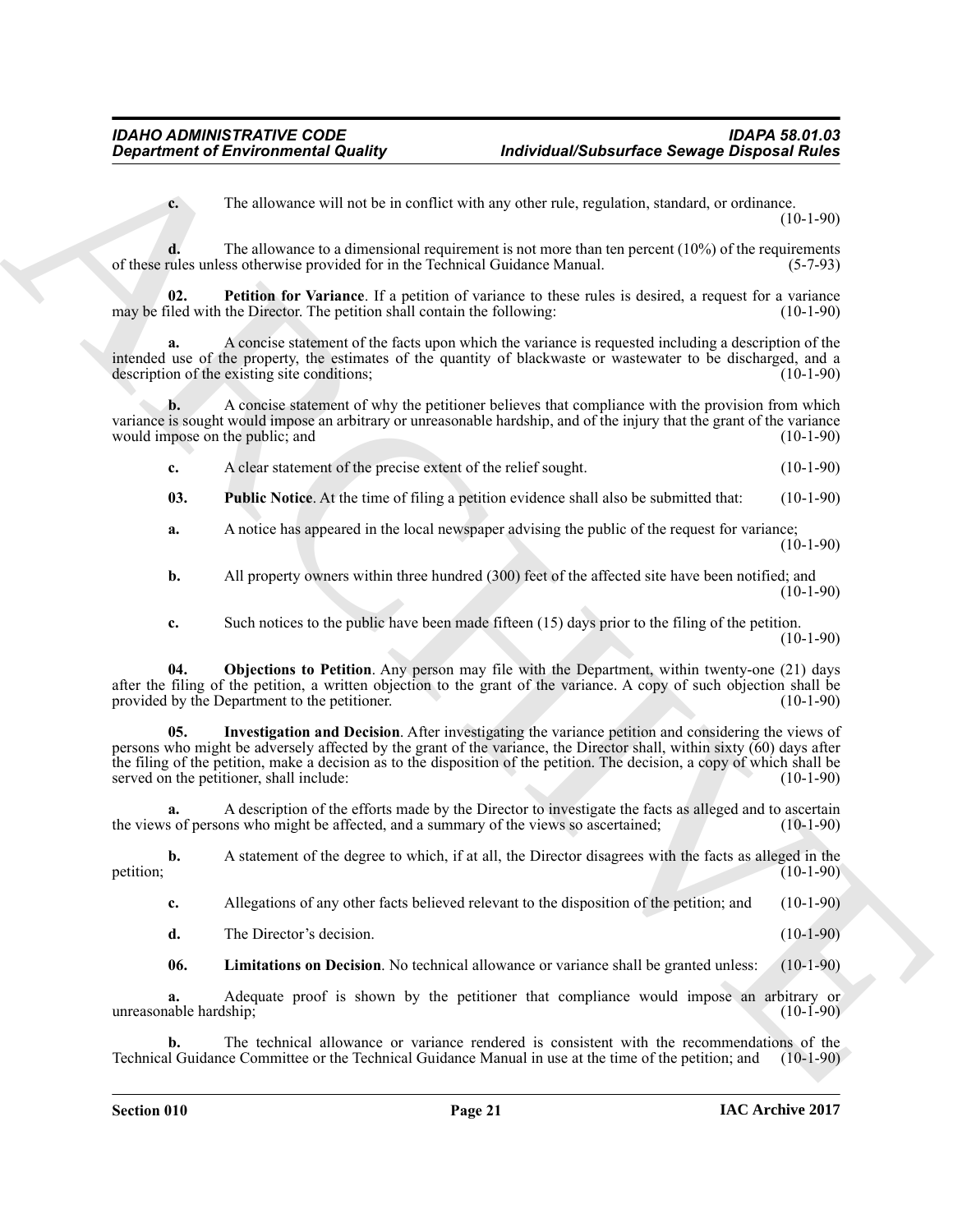**c.** The allowance will not be in conflict with any other rule, regulation, standard, or ordinance. (10-1-90)

**d.** The allowance to a dimensional requirement is not more than ten percent (10%) of the requirements of these rules unless otherwise provided for in the Technical Guidance Manual. (5-7-93)

**02. Petition for Variance**. If a petition of variance to these rules is desired, a request for a variance may be filed with the Director. The petition shall contain the following: (10-1-90)

**a.** A concise statement of the facts upon which the variance is requested including a description of the intended use of the property, the estimates of the quantity of blackwaste or wastewater to be discharged, and a description of the existing site conditions; (10-1-90)

**b.** A concise statement of why the petitioner believes that compliance with the provision from which variance is sought would impose an arbitrary or unreasonable hardship, and of the injury that the grant of the variance would impose on the public; and (10-1-90)

**c.** A clear statement of the precise extent of the relief sought. (10-1-90)

**03. Public Notice**. At the time of filing a petition evidence shall also be submitted that: (10-1-90)

**a.** A notice has appeared in the local newspaper advising the public of the request for variance; (10-1-90)

**b.** All property owners within three hundred (300) feet of the affected site have been notified; and (10-1-90)

**c.** Such notices to the public have been made fifteen (15) days prior to the filing of the petition. (10-1-90)

**04. Objections to Petition**. Any person may file with the Department, within twenty-one (21) days after the filing of the petition, a written objection to the grant of the variance. A copy of such objection shall be provided by the Department to the petitioner. (10-1-90)

**05. Investigation and Decision**. After investigating the variance petition and considering the views of persons who might be adversely affected by the grant of the variance, the Director shall, within sixty (60) days after the filing of the petition, make a decision as to the disposition of the petition. The decision, a copy of which shall be served on the petitioner, shall include: (10-1-90)

**a.** A description of the efforts made by the Director to investigate the facts as alleged and to ascertain the views of persons who might be affected, and a summary of the views so ascertained; (10-1-90)

**b.** A statement of the degree to which, if at all, the Director disagrees with the facts as alleged in the petition; (10-1-90)

**c.** Allegations of any other facts believed relevant to the disposition of the petition; and (10-1-90)

**d.** The Director's decision. (10-1-90)

**06. Limitations on Decision**. No technical allowance or variance shall be granted unless: (10-1-90)

**a.** Adequate proof is shown by the petitioner that compliance would impose an arbitrary or unreasonable hardship; (10-1-90)

**b.** The technical allowance or variance rendered is consistent with the recommendations of the Technical Guidance Committee or the Technical Guidance Manual in use at the time of the petition; and (10-1-90)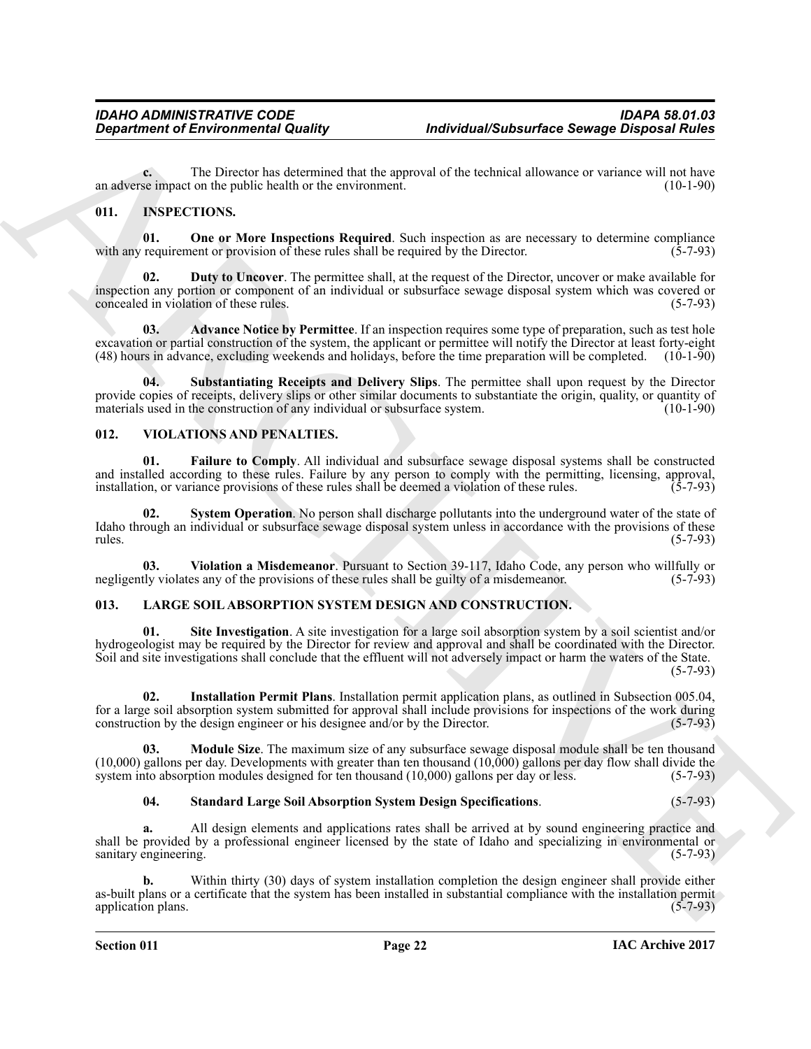**c.** The Director has determined that the approval of the technical allowance or variance will not have an adverse impact on the public health or the environment. (10-1-90)

## 011. INSPECTIONS.

**01. One or More Inspections Required**. Such inspection as are necessary to determine compliance with any requirement or provision of these rules shall be required by the Director. (5-7-93)

**02. Duty to Uncover**. The permittee shall, at the request of the Director, uncover or make available for inspection any portion or component of an individual or subsurface sewage disposal system which was covered or concealed in violation of these rules. (5-7-93)

**03. Advance Notice by Permittee**. If an inspection requires some type of preparation, such as test hole excavation or partial construction of the system, the applicant or permittee will notify the Director at least forty-eight (48) hours in advance, excluding weekends and holidays, before the time preparation will be completed. (10-1-90)

**04. Substantiating Receipts and Delivery Slips**. The permittee shall upon request by the Director provide copies of receipts, delivery slips or other similar documents to substantiate the origin, quality, or quantity of materials used in the construction of any individual or subsurface system. (10-1-90)

## 012. VIOLATIONS AND PENALTIES.

**01. Failure to Comply**. All individual and subsurface sewage disposal systems shall be constructed and installed according to these rules. Failure by any person to comply with the permitting, licensing, approval, installation, or variance provisions of these rules shall be deemed a violation of these rules. (5-7-93)

**02. System Operation**. No person shall discharge pollutants into the underground water of the state of Idaho through an individual or subsurface sewage disposal system unless in accordance with the provisions of these rules. (5-7-93)

**03. Violation a Misdemeanor**. Pursuant to Section 39-117, Idaho Code, any person who willfully or negligently violates any of the provisions of these rules shall be guilty of a misdemeanor. (5-7-93)

## 013. LARGE SOIL ABSORPTION SYSTEM DESIGN AND CONSTRUCTION.

**01. Site Investigation**. A site investigation for a large soil absorption system by a soil scientist and/or hydrogeologist may be required by the Director for review and approval and shall be coordinated with the Director. Soil and site investigations shall conclude that the effluent will not adversely impact or harm the waters of the State. (5-7-93)

**02. Installation Permit Plans**. Installation permit application plans, as outlined in Subsection 005.04, for a large soil absorption system submitted for approval shall include provisions for inspections of the work during construction by the design engineer or his designee and/or by the Director. (5-7-93)

**03. Module Size**. The maximum size of any subsurface sewage disposal module shall be ten thousand (10,000) gallons per day. Developments with greater than ten thousand (10,000) gallons per day flow shall divide the system into absorption modules designed for ten thousand (10,000) gallons per day or less. (5-7-93)

**04. Standard Large Soil Absorption System Design Specifications**. (5-7-93)

**a.** All design elements and applications rates shall be arrived at by sound engineering practice and shall be provided by a professional engineer licensed by the state of Idaho and specializing in environmental or sanitary engineering. (5-7-93)

**b.** Within thirty (30) days of system installation completion the design engineer shall provide either as-built plans or a certificate that the system has been installed in substantial compliance with the installation permit application plans. (5-7-93)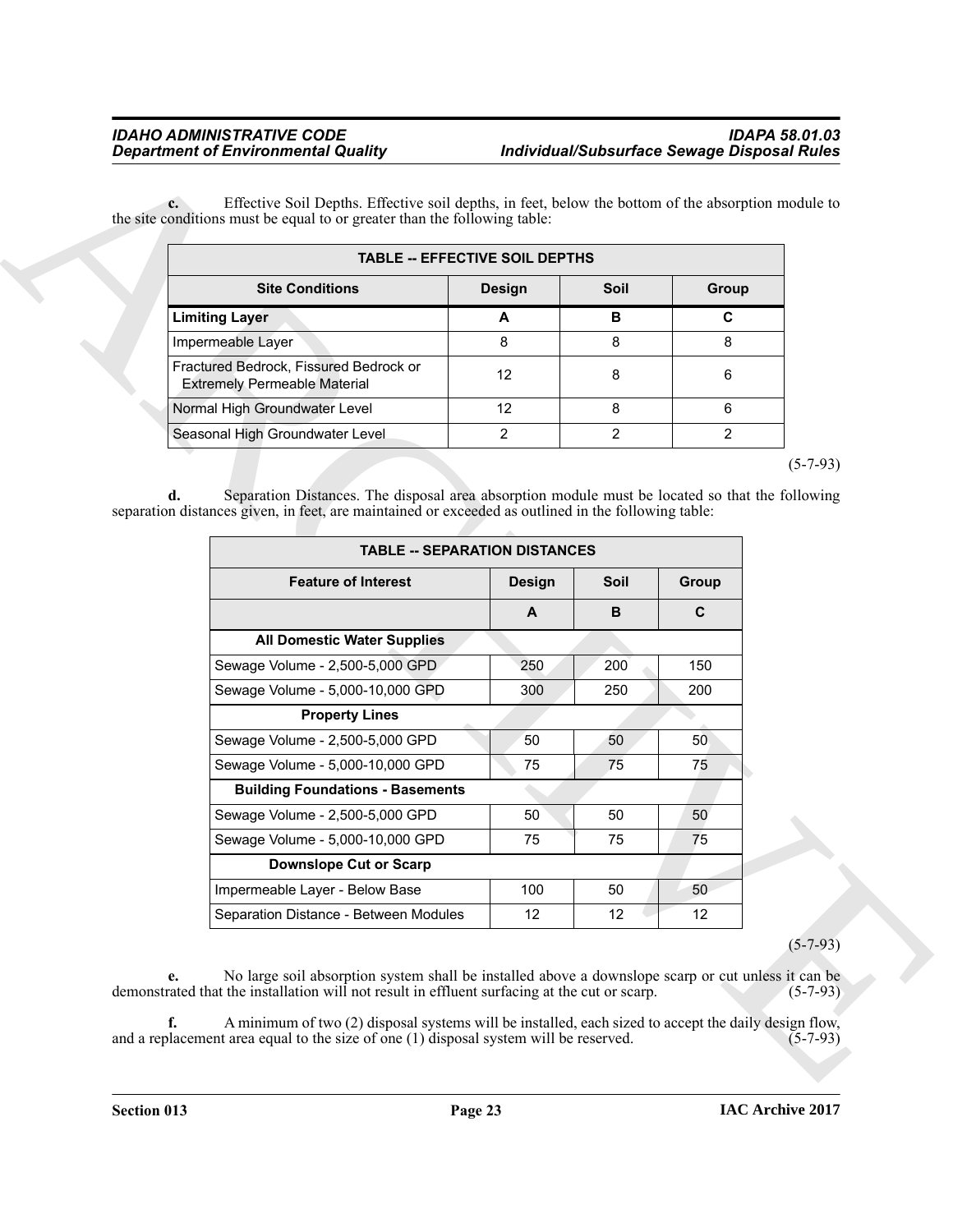**c.** Effective Soil Depths. Effective soil depths, in feet, below the bottom of the absorption module to the site conditions must be equal to or greater than the following table:

| TABLE -- EFFECTIVE SOIL DEPTHS | | | |
|---|---|---|---|
| **Site Conditions** | **Design** | **Soil** | **Group** |
| **Limiting Layer** | **A** | **B** | **C** |
| Impermeable Layer | 8 | 8 | 8 |
| Fractured Bedrock, Fissured Bedrock or Extremely Permeable Material | 12 | 8 | 6 |
| Normal High Groundwater Level | 12 | 8 | 6 |
| Seasonal High Groundwater Level | 2 | 2 | 2 |

(5-7-93)

**d.** Separation Distances. The disposal area absorption module must be located so that the following separation distances given, in feet, are maintained or exceeded as outlined in the following table:

| TABLE -- SEPARATION DISTANCES | | | |
|---|---|---|---|
| **Feature of Interest** | **Design** | **Soil** | **Group** |
| | **A** | **B** | **C** |
| **All Domestic Water Supplies** | | | |
| Sewage Volume - 2,500-5,000 GPD | 250 | 200 | 150 |
| Sewage Volume - 5,000-10,000 GPD | 300 | 250 | 200 |
| **Property Lines** | | | |
| Sewage Volume - 2,500-5,000 GPD | 50 | 50 | 50 |
| Sewage Volume - 5,000-10,000 GPD | 75 | 75 | 75 |
| **Building Foundations - Basements** | | | |
| Sewage Volume - 2,500-5,000 GPD | 50 | 50 | 50 |
| Sewage Volume - 5,000-10,000 GPD | 75 | 75 | 75 |
| **Downslope Cut or Scarp** | | | |
| Impermeable Layer - Below Base | 100 | 50 | 50 |
| Separation Distance - Between Modules | 12 | 12 | 12 |

(5-7-93)

**e.** No large soil absorption system shall be installed above a downslope scarp or cut unless it can be demonstrated that the installation will not result in effluent surfacing at the cut or scarp. (5-7-93)

**f.** A minimum of two (2) disposal systems will be installed, each sized to accept the daily design flow, and a replacement area equal to the size of one (1) disposal system will be reserved. (5-7-93)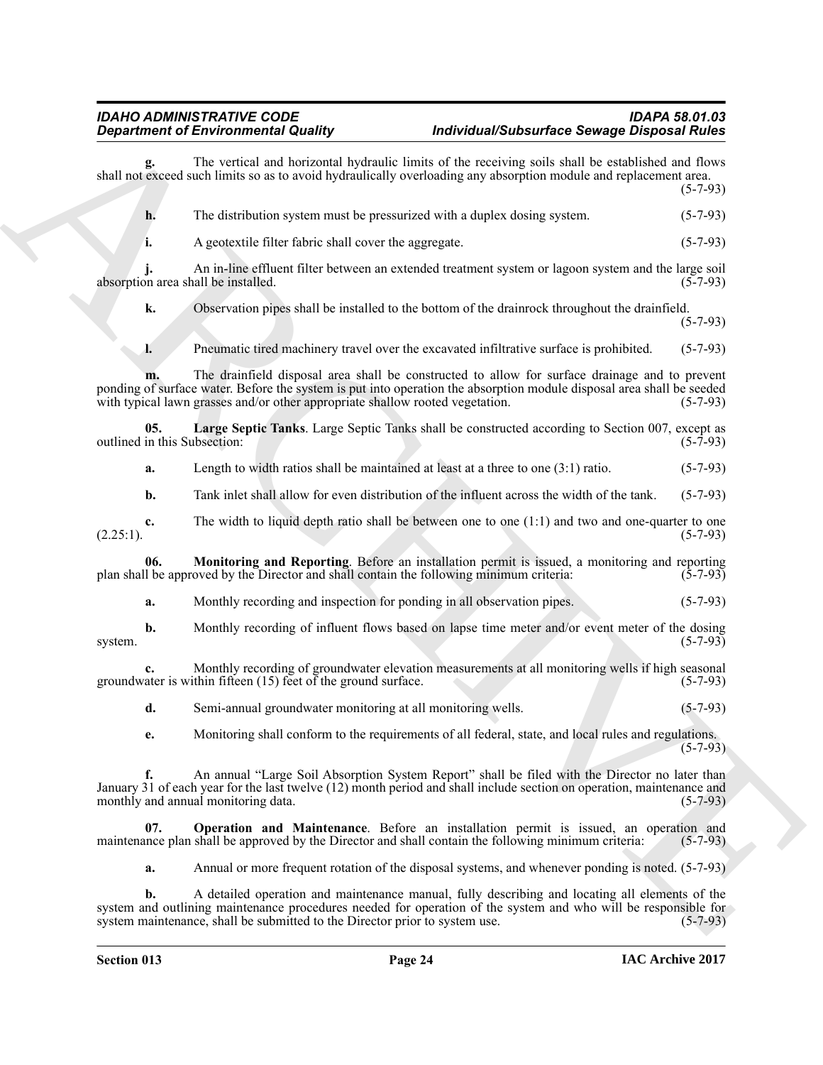**g.** The vertical and horizontal hydraulic limits of the receiving soils shall be established and flows shall not exceed such limits so as to avoid hydraulically overloading any absorption module and replacement area. (5-7-93)

**h.** The distribution system must be pressurized with a duplex dosing system. (5-7-93)

**i.** A geotextile filter fabric shall cover the aggregate. (5-7-93)

**j.** An in-line effluent filter between an extended treatment system or lagoon system and the large soil absorption area shall be installed. (5-7-93)

**k.** Observation pipes shall be installed to the bottom of the drainrock throughout the drainfield. (5-7-93)

**l.** Pneumatic tired machinery travel over the excavated infiltrative surface is prohibited. (5-7-93)

**m.** The drainfield disposal area shall be constructed to allow for surface drainage and to prevent ponding of surface water. Before the system is put into operation the absorption module disposal area shall be seeded with typical lawn grasses and/or other appropriate shallow rooted vegetation. (5-7-93)

**05. Large Septic Tanks**. Large Septic Tanks shall be constructed according to Section 007, except as outlined in this Subsection: (5-7-93)

**a.** Length to width ratios shall be maintained at least at a three to one (3:1) ratio. (5-7-93)

**b.** Tank inlet shall allow for even distribution of the influent across the width of the tank. (5-7-93)

**c.** The width to liquid depth ratio shall be between one to one (1:1) and two and one-quarter to one (2.25:1). (5-7-93)

**06. Monitoring and Reporting**. Before an installation permit is issued, a monitoring and reporting plan shall be approved by the Director and shall contain the following minimum criteria: (5-7-93)

**a.** Monthly recording and inspection for ponding in all observation pipes. (5-7-93)

**b.** Monthly recording of influent flows based on lapse time meter and/or event meter of the dosing system. (5-7-93)

**c.** Monthly recording of groundwater elevation measurements at all monitoring wells if high seasonal groundwater is within fifteen (15) feet of the ground surface. (5-7-93)

**d.** Semi-annual groundwater monitoring at all monitoring wells. (5-7-93)

**e.** Monitoring shall conform to the requirements of all federal, state, and local rules and regulations. (5-7-93)

**f.** An annual "Large Soil Absorption System Report" shall be filed with the Director no later than January 31 of each year for the last twelve (12) month period and shall include section on operation, maintenance and monthly and annual monitoring data. (5-7-93)

**07. Operation and Maintenance**. Before an installation permit is issued, an operation and maintenance plan shall be approved by the Director and shall contain the following minimum criteria: (5-7-93)

**a.** Annual or more frequent rotation of the disposal systems, and whenever ponding is noted. (5-7-93)

**b.** A detailed operation and maintenance manual, fully describing and locating all elements of the system and outlining maintenance procedures needed for operation of the system and who will be responsible for system maintenance, shall be submitted to the Director prior to system use. (5-7-93)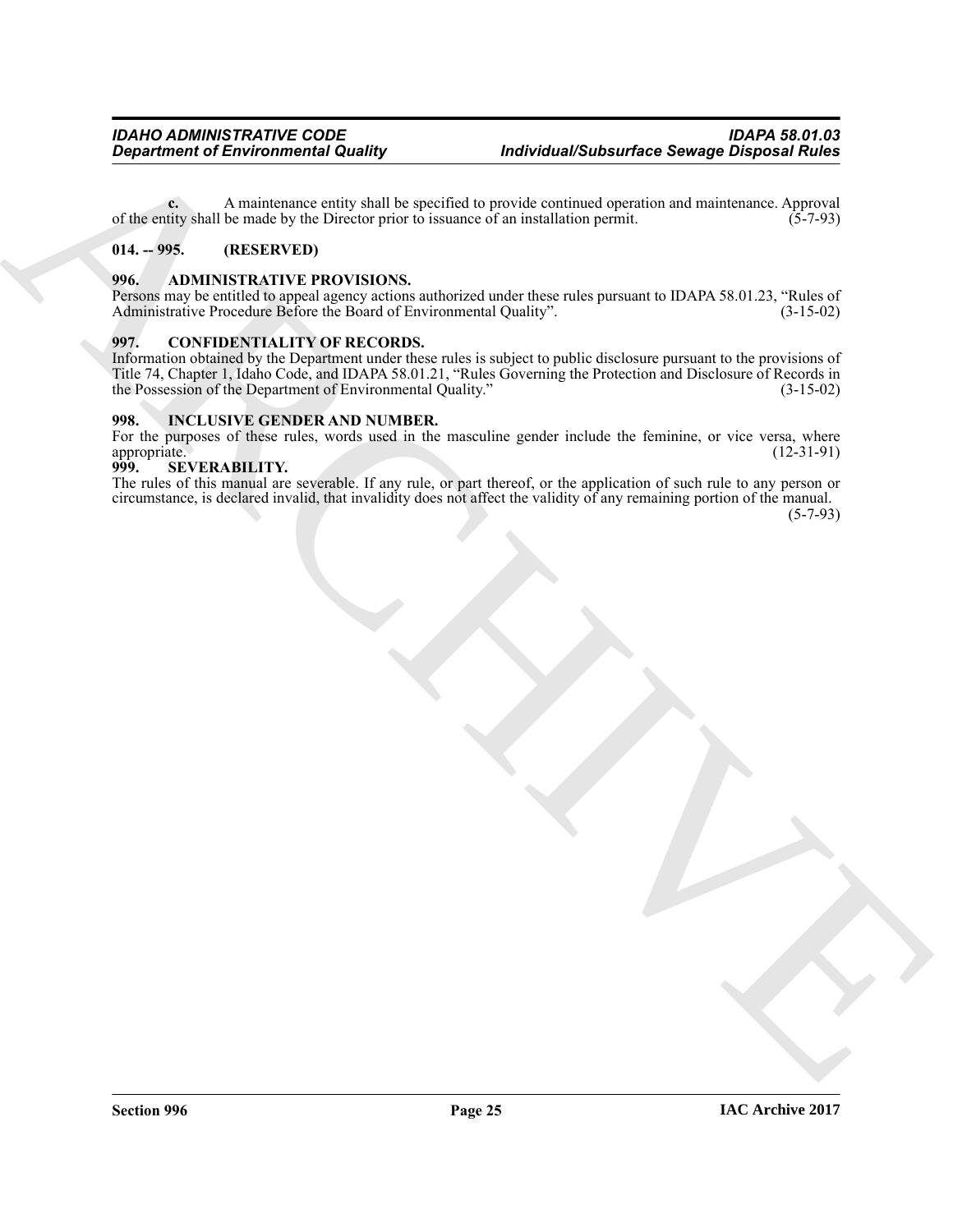**c.** A maintenance entity shall be specified to provide continued operation and maintenance. Approval of the entity shall be made by the Director prior to issuance of an installation permit. (5-7-93)

## 014. -- 995. (RESERVED)

## 996. ADMINISTRATIVE PROVISIONS.

Persons may be entitled to appeal agency actions authorized under these rules pursuant to IDAPA 58.01.23, "Rules of Administrative Procedure Before the Board of Environmental Quality". (3-15-02)

## 997. CONFIDENTIALITY OF RECORDS.

Information obtained by the Department under these rules is subject to public disclosure pursuant to the provisions of Title 74, Chapter 1, Idaho Code, and IDAPA 58.01.21, "Rules Governing the Protection and Disclosure of Records in the Possession of the Department of Environmental Quality." (3-15-02)

## 998. INCLUSIVE GENDER AND NUMBER.

For the purposes of these rules, words used in the masculine gender include the feminine, or vice versa, where appropriate. (12-31-91)

## 999. SEVERABILITY.

The rules of this manual are severable. If any rule, or part thereof, or the application of such rule to any person or circumstance, is declared invalid, that invalidity does not affect the validity of any remaining portion of the manual. (5-7-93)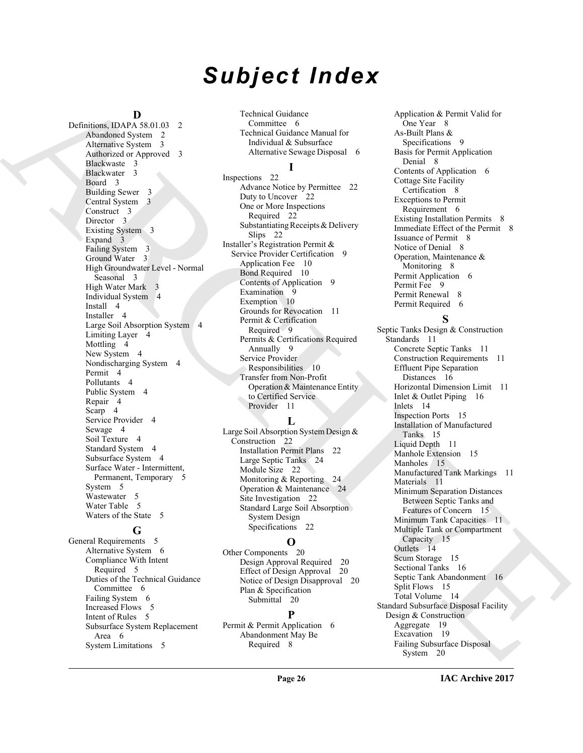# Subject Index

## D

Definitions, IDAPA 58.01.03 2
- Abandoned System 2
- Alternative System 3
- Authorized or Approved 3
- Blackwaste 3
- Blackwater 3
- Board 3
- Building Sewer 3
- Central System 3
- Construct 3
- Director 3
- Existing System 3
- Expand 3
- Failing System 3
- Ground Water 3
- High Groundwater Level - Normal Seasonal 3
- High Water Mark 3
- Individual System 4
- Install 4
- Installer 4
- Large Soil Absorption System 4
- Limiting Layer 4
- Mottling 4
- New System 4
- Nondischarging System 4
- Permit 4
- Pollutants 4
- Public System 4
- Repair 4
- Scarp 4
- Service Provider 4
- Sewage 4
- Soil Texture 4
- Standard System 4
- Subsurface System 4
- Surface Water - Intermittent, Permanent, Temporary 5
- System 5
- Wastewater 5
- Water Table 5
- Waters of the State 5

## G

General Requirements 5
- Alternative System 6
- Compliance With Intent Required 5
- Duties of the Technical Guidance Committee 6
- Failing System 6
- Increased Flows 5
- Intent of Rules 5
- Subsurface System Replacement Area 6
- System Limitations 5
- Technical Guidance Committee 6
- Technical Guidance Manual for Individual & Subsurface Alternative Sewage Disposal 6

## I

Inspections 22
- Advance Notice by Permittee 22
- Duty to Uncover 22
- One or More Inspections Required 22
- Substantiating Receipts & Delivery Slips 22

Installer's Registration Permit & Service Provider Certification 9
- Application Fee 10
- Bond Required 10
- Contents of Application 9
- Examination 9
- Exemption 10
- Grounds for Revocation 11
- Permit & Certification Required 9
- Permits & Certifications Required Annually 9
- Service Provider Responsibilities 10
- Transfer from Non-Profit Operation & Maintenance Entity to Certified Service Provider 11

## L

Large Soil Absorption System Design & Construction 22
- Installation Permit Plans 22
- Large Septic Tanks 24
- Module Size 22
- Monitoring & Reporting 24
- Operation & Maintenance 24
- Site Investigation 22
- Standard Large Soil Absorption System Design Specifications 22

## O

Other Components 20
- Design Approval Required 20
- Effect of Design Approval 20
- Notice of Design Disapproval 20
- Plan & Specification Submittal 20

## P

Permit & Permit Application 6
- Abandonment May Be Required 8
- Application & Permit Valid for One Year 8
- As-Built Plans & Specifications 9
- Basis for Permit Application Denial 8
- Contents of Application 6
- Cottage Site Facility Certification 8
- Exceptions to Permit Requirement 6
- Existing Installation Permits 8
- Immediate Effect of the Permit 8
- Issuance of Permit 8
- Notice of Denial 8
- Operation, Maintenance & Monitoring 8
- Permit Application 6
- Permit Fee 9
- Permit Renewal 8
- Permit Required 6

## S

Septic Tanks Design & Construction Standards 11
- Concrete Septic Tanks 11
- Construction Requirements 11
- Effluent Pipe Separation Distances 16
- Horizontal Dimension Limit 11
- Inlet & Outlet Piping 16
- Inlets 14
- Inspection Ports 15
- Installation of Manufactured Tanks 15
- Liquid Depth 11
- Manhole Extension 15
- Manholes 15
- Manufactured Tank Markings 11
- Materials 11
- Minimum Separation Distances Between Septic Tanks and Features of Concern 15
- Minimum Tank Capacities 11
- Multiple Tank or Compartment Capacity 15
- Outlets 14
- Scum Storage 15
- Sectional Tanks 16
- Septic Tank Abandonment 16
- Split Flows 15
- Total Volume 14

Standard Subsurface Disposal Facility Design & Construction
- Aggregate 19
- Excavation 19
- Failing Subsurface Disposal System 20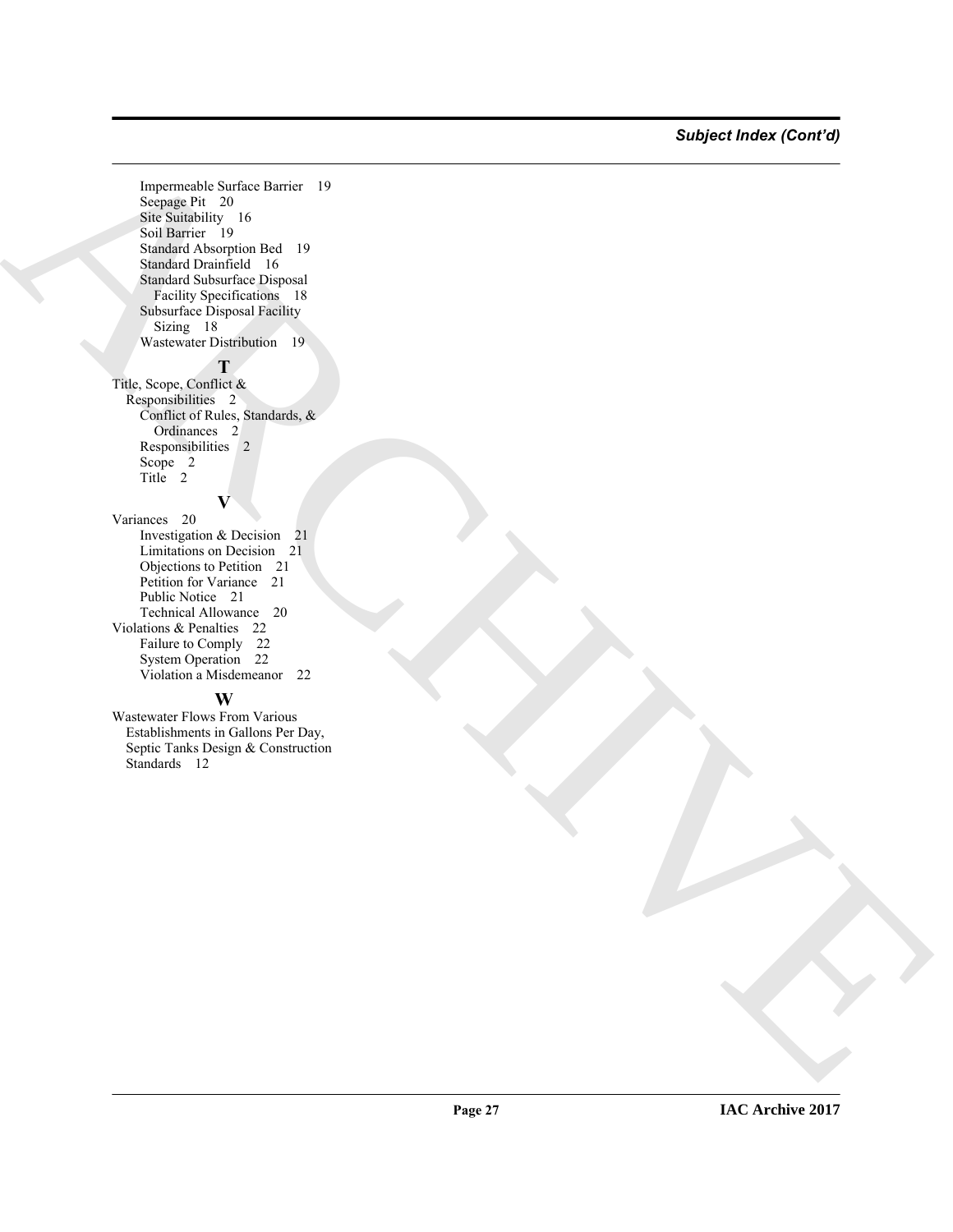Impermeable Surface Barrier 19
Seepage Pit 20
Site Suitability 16
Soil Barrier 19
Standard Absorption Bed 19
Standard Drainfield 16
Standard Subsurface Disposal Facility Specifications 18
Subsurface Disposal Facility Sizing 18
Wastewater Distribution 19

**T**

Title, Scope, Conflict & Responsibilities 2
Conflict of Rules, Standards, & Ordinances 2
Responsibilities 2
Scope 2
Title 2

**V**

Variances 20
Investigation & Decision 21
Limitations on Decision 21
Objections to Petition 21
Petition for Variance 21
Public Notice 21
Technical Allowance 20
Violations & Penalties 22
Failure to Comply 22
System Operation 22
Violation a Misdemeanor 22

**W**

Wastewater Flows From Various Establishments in Gallons Per Day, Septic Tanks Design & Construction Standards 12